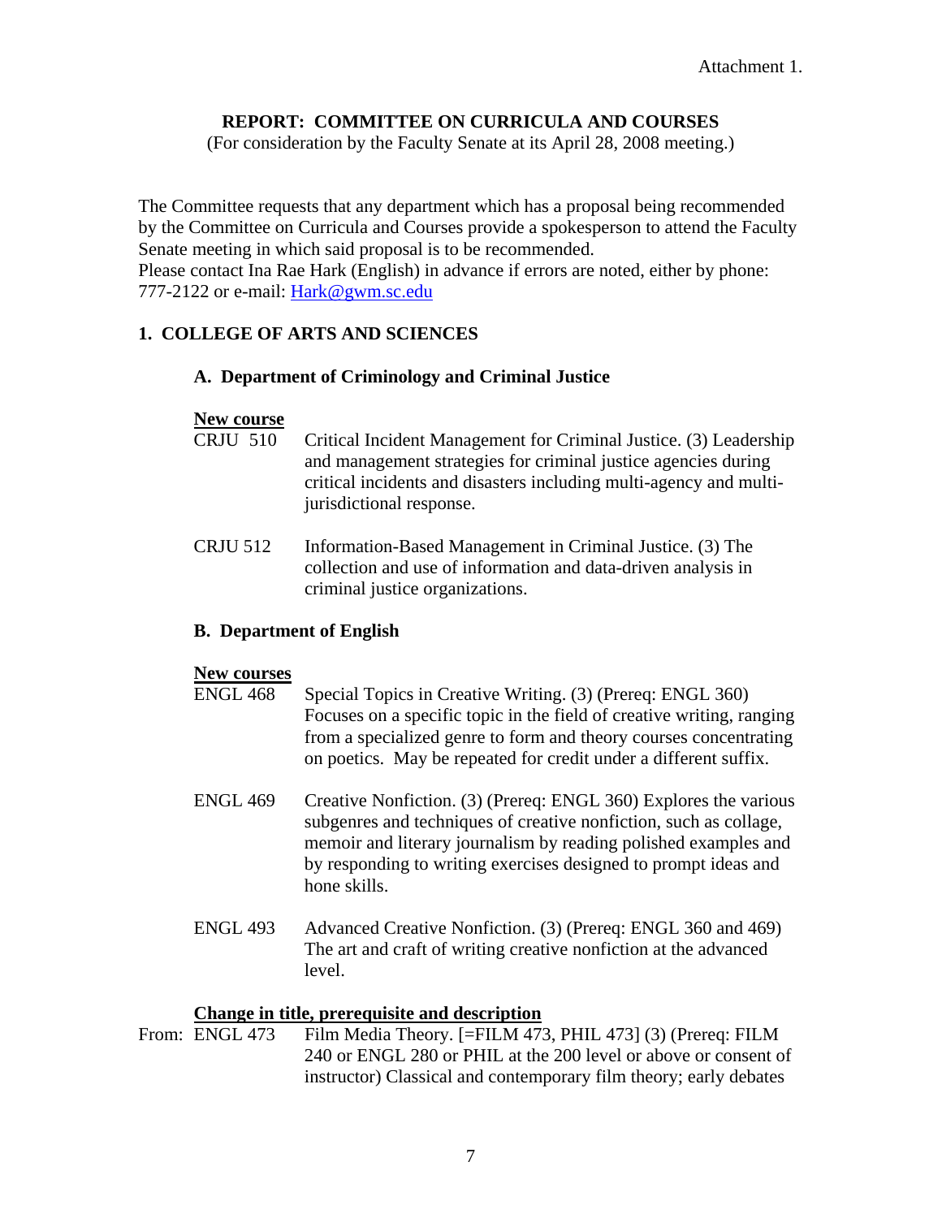Attachment 1.

**REPORT: COMMITTEE ON CURRICULA AND COURSES**

(For consideration by the Faculty Senate at its April 28, 2008 meeting.)

The Committee requests that any department which has a proposal being recommended by the Committee on Curricula and Courses provide a spokesperson to attend the Faculty Senate meeting in which said proposal is to be recommended.
Please contact Ina Rae Hark (English) in advance if errors are noted, either by phone: 777-2122 or e-mail: Hark@gwm.sc.edu

## 1. COLLEGE OF ARTS AND SCIENCES

### A. Department of Criminology and Criminal Justice

**New course**

CRJU 510 Critical Incident Management for Criminal Justice. (3) Leadership and management strategies for criminal justice agencies during critical incidents and disasters including multi-agency and multi-jurisdictional response.

CRJU 512 Information-Based Management in Criminal Justice. (3) The collection and use of information and data-driven analysis in criminal justice organizations.

### B. Department of English

**New courses**

ENGL 468 Special Topics in Creative Writing. (3) (Prereq: ENGL 360) Focuses on a specific topic in the field of creative writing, ranging from a specialized genre to form and theory courses concentrating on poetics. May be repeated for credit under a different suffix.

ENGL 469 Creative Nonfiction. (3) (Prereq: ENGL 360) Explores the various subgenres and techniques of creative nonfiction, such as collage, memoir and literary journalism by reading polished examples and by responding to writing exercises designed to prompt ideas and hone skills.

ENGL 493 Advanced Creative Nonfiction. (3) (Prereq: ENGL 360 and 469) The art and craft of writing creative nonfiction at the advanced level.

**Change in title, prerequisite and description**

From: ENGL 473 Film Media Theory. [=FILM 473, PHIL 473] (3) (Prereq: FILM 240 or ENGL 280 or PHIL at the 200 level or above or consent of instructor) Classical and contemporary film theory; early debates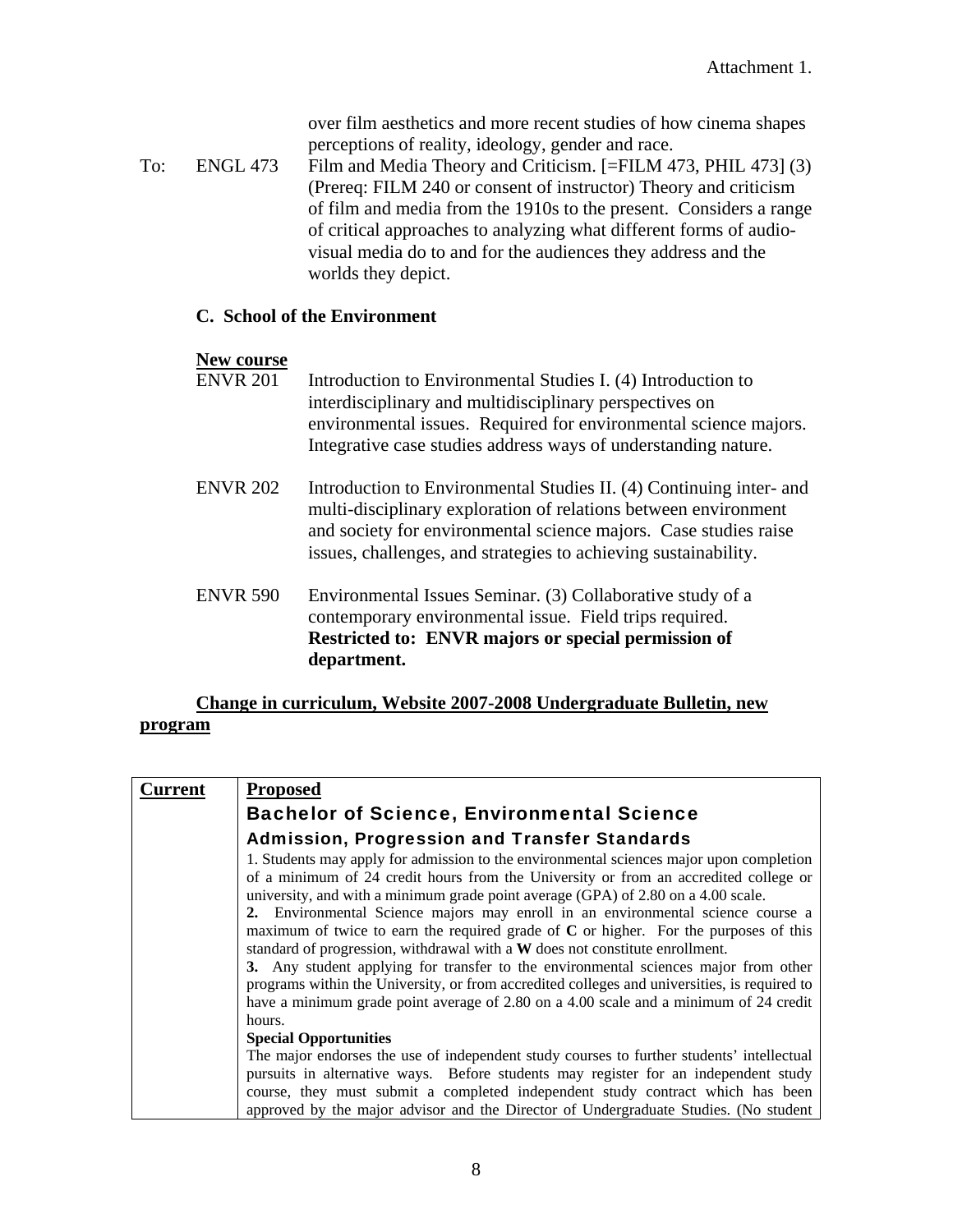Attachment 1.

over film aesthetics and more recent studies of how cinema shapes perceptions of reality, ideology, gender and race.

To: ENGL 473 Film and Media Theory and Criticism. [=FILM 473, PHIL 473] (3) (Prereq: FILM 240 or consent of instructor) Theory and criticism of film and media from the 1910s to the present. Considers a range of critical approaches to analyzing what different forms of audio-visual media do to and for the audiences they address and the worlds they depict.

### C. School of the Environment

**New course**

ENVR 201 Introduction to Environmental Studies I. (4) Introduction to interdisciplinary and multidisciplinary perspectives on environmental issues. Required for environmental science majors. Integrative case studies address ways of understanding nature.

ENVR 202 Introduction to Environmental Studies II. (4) Continuing inter- and multi-disciplinary exploration of relations between environment and society for environmental science majors. Case studies raise issues, challenges, and strategies to achieving sustainability.

ENVR 590 Environmental Issues Seminar. (3) Collaborative study of a contemporary environmental issue. Field trips required. **Restricted to: ENVR majors or special permission of department.**

**Change in curriculum, Website 2007-2008 Undergraduate Bulletin, new program**

| Current | Proposed |
|---|---|
| | **Bachelor of Science, Environmental Science**<br><br>**Admission, Progression and Transfer Standards**<br><br>1. Students may apply for admission to the environmental sciences major upon completion of a minimum of 24 credit hours from the University or from an accredited college or university, and with a minimum grade point average (GPA) of 2.80 on a 4.00 scale.<br>**2.** Environmental Science majors may enroll in an environmental science course a maximum of twice to earn the required grade of **C** or higher. For the purposes of this standard of progression, withdrawal with a **W** does not constitute enrollment.<br>**3.** Any student applying for transfer to the environmental sciences major from other programs within the University, or from accredited colleges and universities, is required to have a minimum grade point average of 2.80 on a 4.00 scale and a minimum of 24 credit hours.<br>**Special Opportunities**<br>The major endorses the use of independent study courses to further students' intellectual pursuits in alternative ways. Before students may register for an independent study course, they must submit a completed independent study contract which has been approved by the major advisor and the Director of Undergraduate Studies. (No student |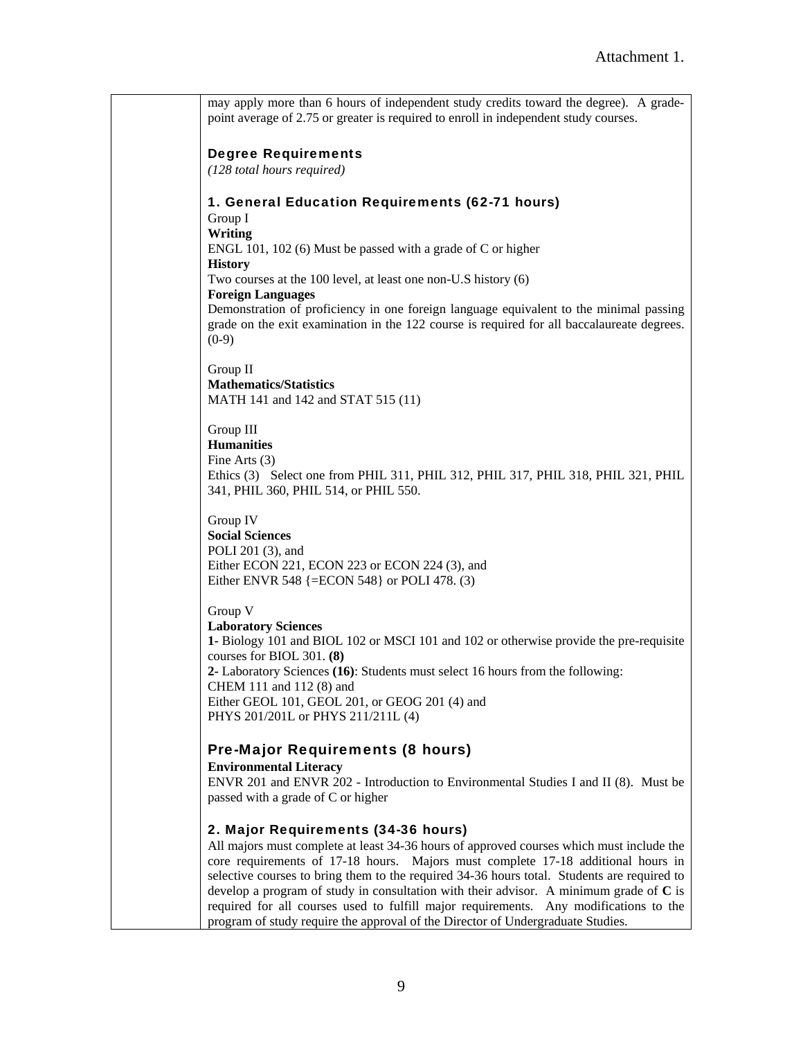may apply more than 6 hours of independent study credits toward the degree). A grade-point average of 2.75 or greater is required to enroll in independent study courses.

### Degree Requirements

*(128 total hours required)*

### 1. General Education Requirements (62-71 hours)

Group I

**Writing**

ENGL 101, 102 (6) Must be passed with a grade of C or higher

**History**

Two courses at the 100 level, at least one non-U.S history (6)

**Foreign Languages**

Demonstration of proficiency in one foreign language equivalent to the minimal passing grade on the exit examination in the 122 course is required for all baccalaureate degrees. (0-9)

Group II

**Mathematics/Statistics**

MATH 141 and 142 and STAT 515 (11)

Group III

**Humanities**

Fine Arts (3)

Ethics (3) Select one from PHIL 311, PHIL 312, PHIL 317, PHIL 318, PHIL 321, PHIL 341, PHIL 360, PHIL 514, or PHIL 550.

Group IV

**Social Sciences**

POLI 201 (3), and

Either ECON 221, ECON 223 or ECON 224 (3), and

Either ENVR 548 {=ECON 548} or POLI 478. (3)

Group V

**Laboratory Sciences**

**1-** Biology 101 and BIOL 102 or MSCI 101 and 102 or otherwise provide the pre-requisite courses for BIOL 301. **(8)**

**2-** Laboratory Sciences **(16)**: Students must select 16 hours from the following:

CHEM 111 and 112 (8) and

Either GEOL 101, GEOL 201, or GEOG 201 (4) and

PHYS 201/201L or PHYS 211/211L (4)

### Pre-Major Requirements (8 hours)

**Environmental Literacy**

ENVR 201 and ENVR 202 - Introduction to Environmental Studies I and II (8). Must be passed with a grade of C or higher

### 2. Major Requirements (34-36 hours)

All majors must complete at least 34-36 hours of approved courses which must include the core requirements of 17-18 hours. Majors must complete 17-18 additional hours in selective courses to bring them to the required 34-36 hours total. Students are required to develop a program of study in consultation with their advisor. A minimum grade of **C** is required for all courses used to fulfill major requirements. Any modifications to the program of study require the approval of the Director of Undergraduate Studies.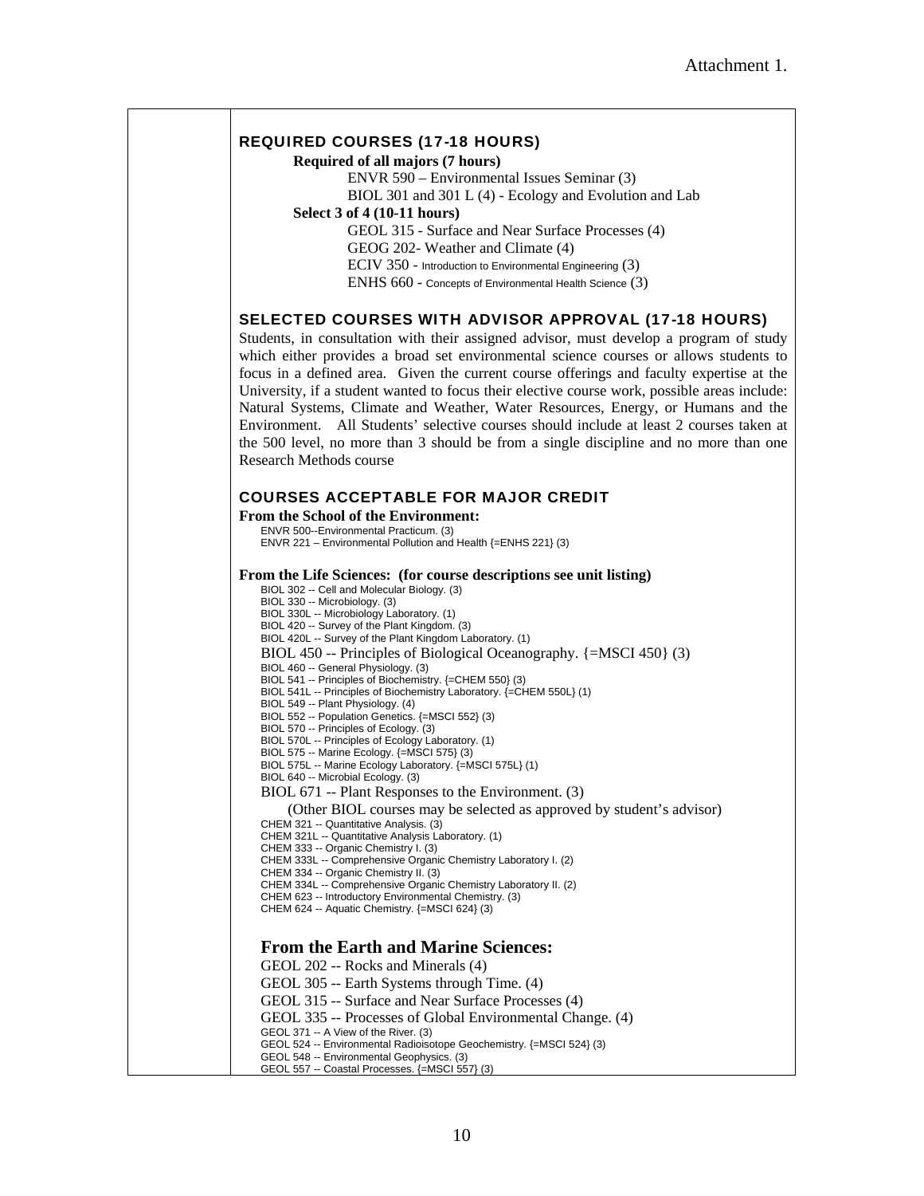Attachment 1.

## REQUIRED COURSES (17-18 HOURS)

**Required of all majors (7 hours)**

ENVR 590 – Environmental Issues Seminar (3)
BIOL 301 and 301 L (4) - Ecology and Evolution and Lab

**Select 3 of 4 (10-11 hours)**

GEOL 315 - Surface and Near Surface Processes (4)
GEOG 202- Weather and Climate (4)
ECIV 350 - Introduction to Environmental Engineering (3)
ENHS 660 - Concepts of Environmental Health Science (3)

## SELECTED COURSES WITH ADVISOR APPROVAL (17-18 HOURS)

Students, in consultation with their assigned advisor, must develop a program of study which either provides a broad set environmental science courses or allows students to focus in a defined area. Given the current course offerings and faculty expertise at the University, if a student wanted to focus their elective course work, possible areas include: Natural Systems, Climate and Weather, Water Resources, Energy, or Humans and the Environment. All Students' selective courses should include at least 2 courses taken at the 500 level, no more than 3 should be from a single discipline and no more than one Research Methods course

## COURSES ACCEPTABLE FOR MAJOR CREDIT

**From the School of the Environment:**

ENVR 500--Environmental Practicum. (3)
ENVR 221 – Environmental Pollution and Health {=ENHS 221} (3)

**From the Life Sciences: (for course descriptions see unit listing)**

BIOL 302 -- Cell and Molecular Biology. (3)
BIOL 330 -- Microbiology. (3)
BIOL 330L -- Microbiology Laboratory. (1)
BIOL 420 -- Survey of the Plant Kingdom. (3)
BIOL 420L -- Survey of the Plant Kingdom Laboratory. (1)
BIOL 450 -- Principles of Biological Oceanography. {=MSCI 450} (3)
BIOL 460 -- General Physiology. (3)
BIOL 541 -- Principles of Biochemistry. {=CHEM 550} (3)
BIOL 541L -- Principles of Biochemistry Laboratory. {=CHEM 550L} (1)
BIOL 549 -- Plant Physiology. (4)
BIOL 552 -- Population Genetics. {=MSCI 552} (3)
BIOL 570 -- Principles of Ecology. (3)
BIOL 570L -- Principles of Ecology Laboratory. (1)
BIOL 575 -- Marine Ecology. {=MSCI 575} (3)
BIOL 575L -- Marine Ecology Laboratory. {=MSCI 575L} (1)
BIOL 640 -- Microbial Ecology. (3)
BIOL 671 -- Plant Responses to the Environment. (3)
(Other BIOL courses may be selected as approved by student's advisor)
CHEM 321 -- Quantitative Analysis. (3)
CHEM 321L -- Quantitative Analysis Laboratory. (1)
CHEM 333 -- Organic Chemistry I. (3)
CHEM 333L -- Comprehensive Organic Chemistry Laboratory I. (2)
CHEM 334 -- Organic Chemistry II. (3)
CHEM 334L -- Comprehensive Organic Chemistry Laboratory II. (2)
CHEM 623 -- Introductory Environmental Chemistry. (3)
CHEM 624 -- Aquatic Chemistry. {=MSCI 624} (3)

### From the Earth and Marine Sciences:

GEOL 202 -- Rocks and Minerals (4)
GEOL 305 -- Earth Systems through Time. (4)
GEOL 315 -- Surface and Near Surface Processes (4)
GEOL 335 -- Processes of Global Environmental Change. (4)
GEOL 371 -- A View of the River. (3)
GEOL 524 -- Environmental Radioisotope Geochemistry. {=MSCI 524} (3)
GEOL 548 -- Environmental Geophysics. (3)
GEOL 557 -- Coastal Processes. {=MSCI 557} (3)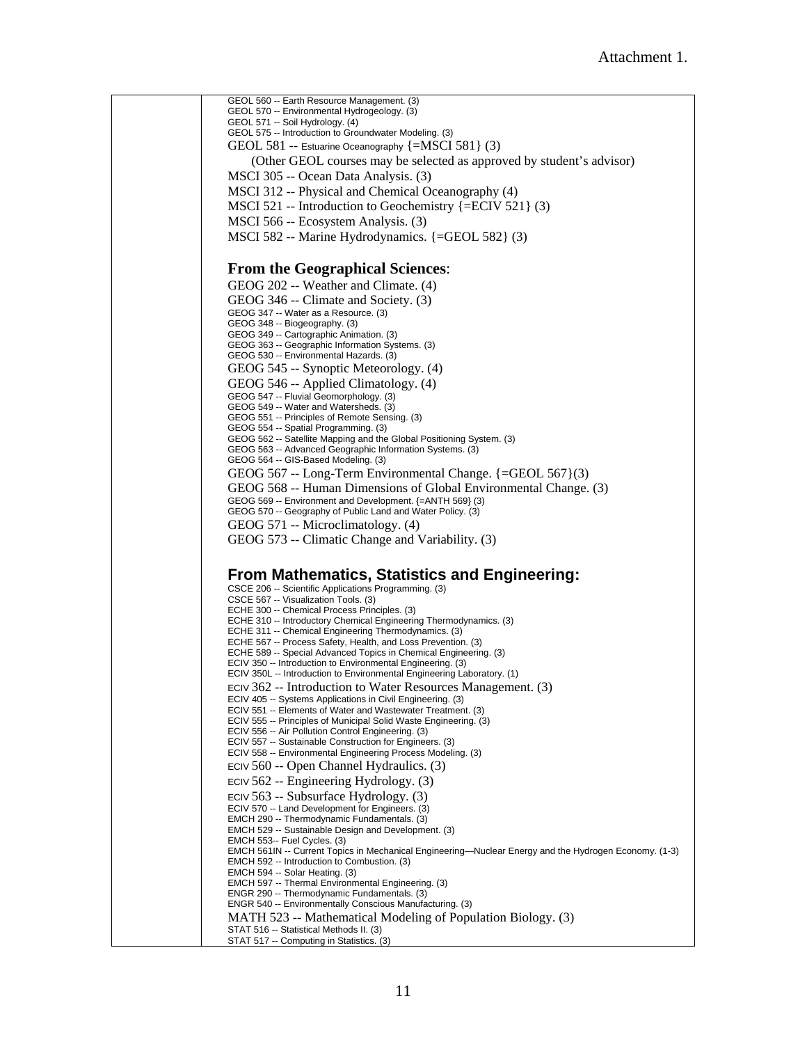Attachment 1.

GEOL 560 -- Earth Resource Management. (3)
GEOL 570 -- Environmental Hydrogeology. (3)
GEOL 571 -- Soil Hydrology. (4)
GEOL 575 -- Introduction to Groundwater Modeling. (3)
GEOL 581 -- Estuarine Oceanography {=MSCI 581} (3)

(Other GEOL courses may be selected as approved by student's advisor)

MSCI 305 -- Ocean Data Analysis. (3)
MSCI 312 -- Physical and Chemical Oceanography (4)
MSCI 521 -- Introduction to Geochemistry {=ECIV 521} (3)
MSCI 566 -- Ecosystem Analysis. (3)
MSCI 582 -- Marine Hydrodynamics. {=GEOL 582} (3)

**From the Geographical Sciences**:

GEOG 202 -- Weather and Climate. (4)
GEOG 346 -- Climate and Society. (3)
GEOG 347 -- Water as a Resource. (3)
GEOG 348 -- Biogeography. (3)
GEOG 349 -- Cartographic Animation. (3)
GEOG 363 -- Geographic Information Systems. (3)
GEOG 530 -- Environmental Hazards. (3)
GEOG 545 -- Synoptic Meteorology. (4)
GEOG 546 -- Applied Climatology. (4)
GEOG 547 -- Fluvial Geomorphology. (3)
GEOG 549 -- Water and Watersheds. (3)
GEOG 551 -- Principles of Remote Sensing. (3)
GEOG 554 -- Spatial Programming. (3)
GEOG 562 -- Satellite Mapping and the Global Positioning System. (3)
GEOG 563 -- Advanced Geographic Information Systems. (3)
GEOG 564 -- GIS-Based Modeling. (3)
GEOG 567 -- Long-Term Environmental Change. {=GEOL 567}(3)
GEOG 568 -- Human Dimensions of Global Environmental Change. (3)
GEOG 569 -- Environment and Development. {=ANTH 569} (3)
GEOG 570 -- Geography of Public Land and Water Policy. (3)
GEOG 571 -- Microclimatology. (4)
GEOG 573 -- Climatic Change and Variability. (3)

**From Mathematics, Statistics and Engineering:**

CSCE 206 -- Scientific Applications Programming. (3)
CSCE 567 -- Visualization Tools. (3)
ECHE 300 -- Chemical Process Principles. (3)
ECHE 310 -- Introductory Chemical Engineering Thermodynamics. (3)
ECHE 311 -- Chemical Engineering Thermodynamics. (3)
ECHE 567 -- Process Safety, Health, and Loss Prevention. (3)
ECHE 589 -- Special Advanced Topics in Chemical Engineering. (3)
ECIV 350 -- Introduction to Environmental Engineering. (3)
ECIV 350L -- Introduction to Environmental Engineering Laboratory. (1)
ECIV 362 -- Introduction to Water Resources Management. (3)
ECIV 405 -- Systems Applications in Civil Engineering. (3)
ECIV 551 -- Elements of Water and Wastewater Treatment. (3)
ECIV 555 -- Principles of Municipal Solid Waste Engineering. (3)
ECIV 556 -- Air Pollution Control Engineering. (3)
ECIV 557 -- Sustainable Construction for Engineers. (3)
ECIV 558 -- Environmental Engineering Process Modeling. (3)
ECIV 560 -- Open Channel Hydraulics. (3)
ECIV 562 -- Engineering Hydrology. (3)
ECIV 563 -- Subsurface Hydrology. (3)
ECIV 570 -- Land Development for Engineers. (3)
EMCH 290 -- Thermodynamic Fundamentals. (3)
EMCH 529 -- Sustainable Design and Development. (3)
EMCH 553-- Fuel Cycles. (3)
EMCH 561IN -- Current Topics in Mechanical Engineering—Nuclear Energy and the Hydrogen Economy. (1-3)
EMCH 592 -- Introduction to Combustion. (3)
EMCH 594 -- Solar Heating. (3)
EMCH 597 -- Thermal Environmental Engineering. (3)
ENGR 290 -- Thermodynamic Fundamentals. (3)
ENGR 540 -- Environmentally Conscious Manufacturing. (3)
MATH 523 -- Mathematical Modeling of Population Biology. (3)
STAT 516 -- Statistical Methods II. (3)
STAT 517 -- Computing in Statistics. (3)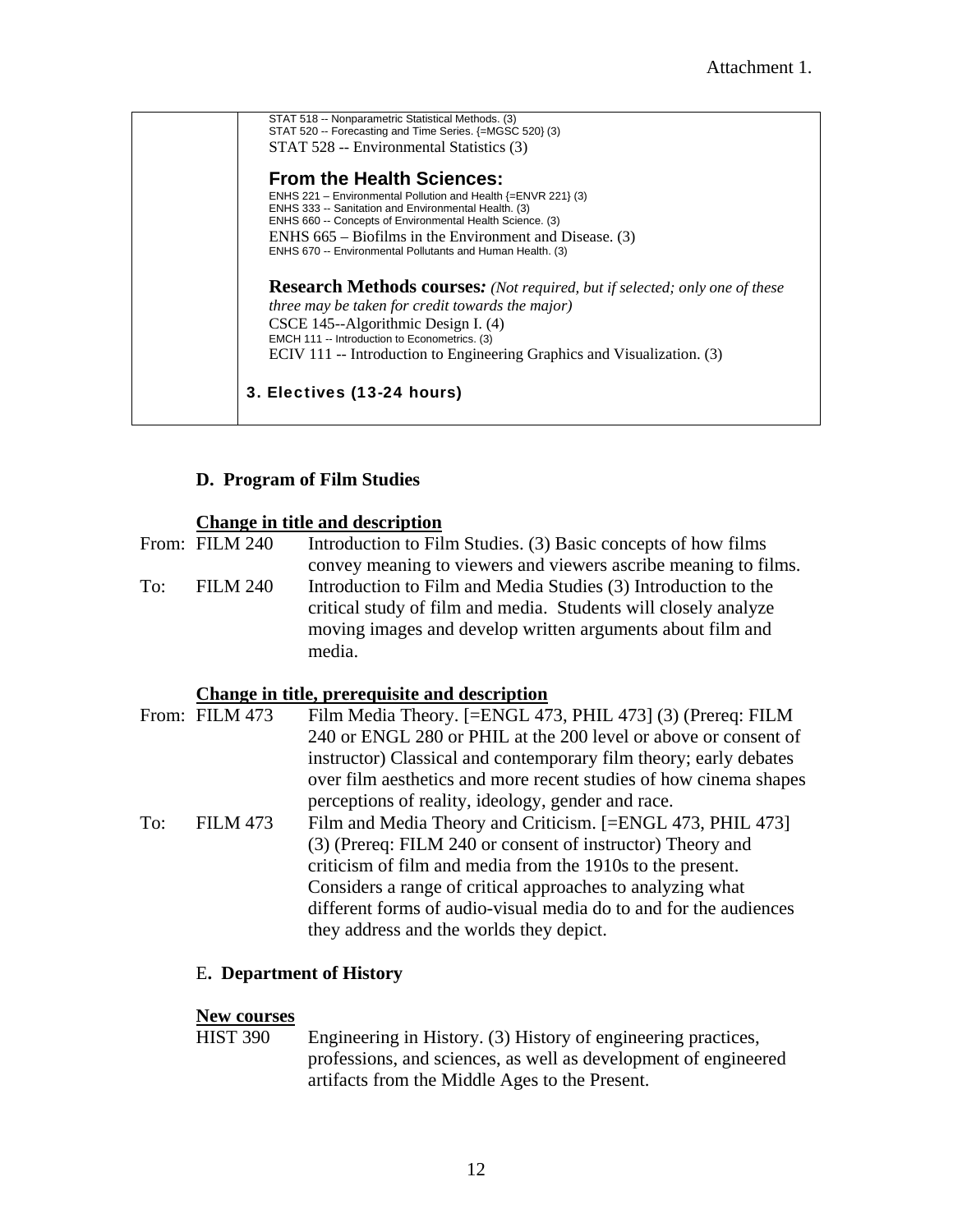Attachment 1.

| | STAT 518 -- Nonparametric Statistical Methods. (3)<br>STAT 520 -- Forecasting and Time Series. {=MGSC 520} (3)<br>STAT 528 -- Environmental Statistics (3)<br><br>**From the Health Sciences:**<br>ENHS 221 – Environmental Pollution and Health {=ENVR 221} (3)<br>ENHS 333 -- Sanitation and Environmental Health. (3)<br>ENHS 660 -- Concepts of Environmental Health Science. (3)<br>ENHS 665 – Biofilms in the Environment and Disease. (3)<br>ENHS 670 -- Environmental Pollutants and Human Health. (3)<br><br>**Research Methods courses***: (Not required, but if selected; only one of these three may be taken for credit towards the major)*<br>CSCE 145--Algorithmic Design I. (4)<br>EMCH 111 -- Introduction to Econometrics. (3)<br>ECIV 111 -- Introduction to Engineering Graphics and Visualization. (3)<br><br>**3. Electives (13-24 hours)** |
|---|---|

### D. Program of Film Studies

**Change in title and description**

From: FILM 240 — Introduction to Film Studies. (3) Basic concepts of how films convey meaning to viewers and viewers ascribe meaning to films.

To: FILM 240 — Introduction to Film and Media Studies (3) Introduction to the critical study of film and media. Students will closely analyze moving images and develop written arguments about film and media.

**Change in title, prerequisite and description**

From: FILM 473 — Film Media Theory. [=ENGL 473, PHIL 473] (3) (Prereq: FILM 240 or ENGL 280 or PHIL at the 200 level or above or consent of instructor) Classical and contemporary film theory; early debates over film aesthetics and more recent studies of how cinema shapes perceptions of reality, ideology, gender and race.

To: FILM 473 — Film and Media Theory and Criticism. [=ENGL 473, PHIL 473] (3) (Prereq: FILM 240 or consent of instructor) Theory and criticism of film and media from the 1910s to the present. Considers a range of critical approaches to analyzing what different forms of audio-visual media do to and for the audiences they address and the worlds they depict.

### E. Department of History

**New courses**

HIST 390 — Engineering in History. (3) History of engineering practices, professions, and sciences, as well as development of engineered artifacts from the Middle Ages to the Present.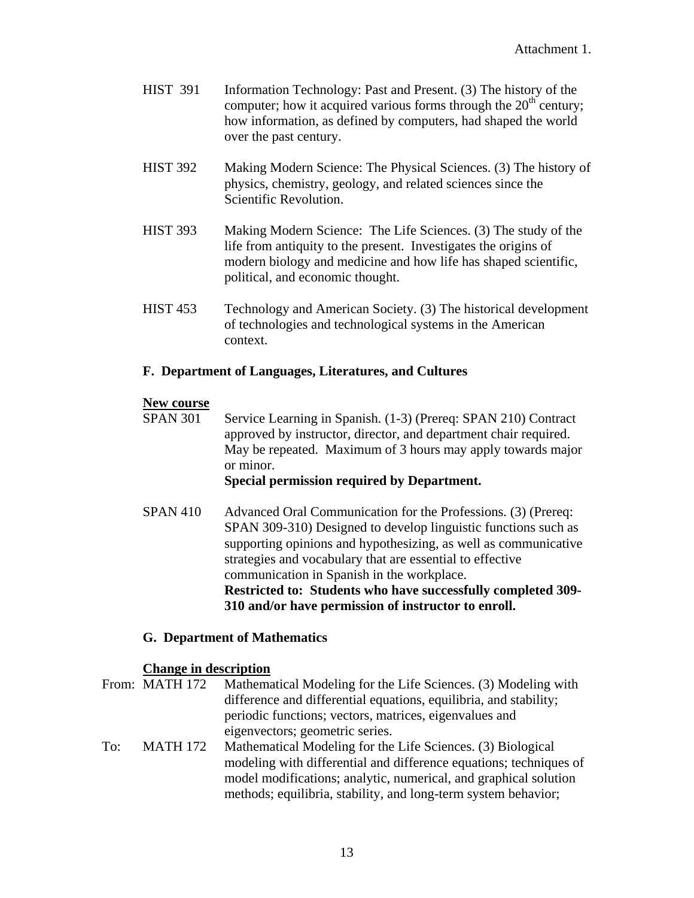Attachment 1.

HIST 391 Information Technology: Past and Present. (3) The history of the computer; how it acquired various forms through the $20^{th}$ century; how information, as defined by computers, had shaped the world over the past century.

HIST 392 Making Modern Science: The Physical Sciences. (3) The history of physics, chemistry, geology, and related sciences since the Scientific Revolution.

HIST 393 Making Modern Science: The Life Sciences. (3) The study of the life from antiquity to the present. Investigates the origins of modern biology and medicine and how life has shaped scientific, political, and economic thought.

HIST 453 Technology and American Society. (3) The historical development of technologies and technological systems in the American context.

### F. Department of Languages, Literatures, and Cultures

**New course**

SPAN 301 Service Learning in Spanish. (1-3) (Prereq: SPAN 210) Contract approved by instructor, director, and department chair required. May be repeated. Maximum of 3 hours may apply towards major or minor.
**Special permission required by Department.**

SPAN 410 Advanced Oral Communication for the Professions. (3) (Prereq: SPAN 309-310) Designed to develop linguistic functions such as supporting opinions and hypothesizing, as well as communicative strategies and vocabulary that are essential to effective communication in Spanish in the workplace.
**Restricted to: Students who have successfully completed 309-310 and/or have permission of instructor to enroll.**

### G. Department of Mathematics

**Change in description**

From: MATH 172 Mathematical Modeling for the Life Sciences. (3) Modeling with difference and differential equations, equilibria, and stability; periodic functions; vectors, matrices, eigenvalues and eigenvectors; geometric series.

To: MATH 172 Mathematical Modeling for the Life Sciences. (3) Biological modeling with differential and difference equations; techniques of model modifications; analytic, numerical, and graphical solution methods; equilibria, stability, and long-term system behavior;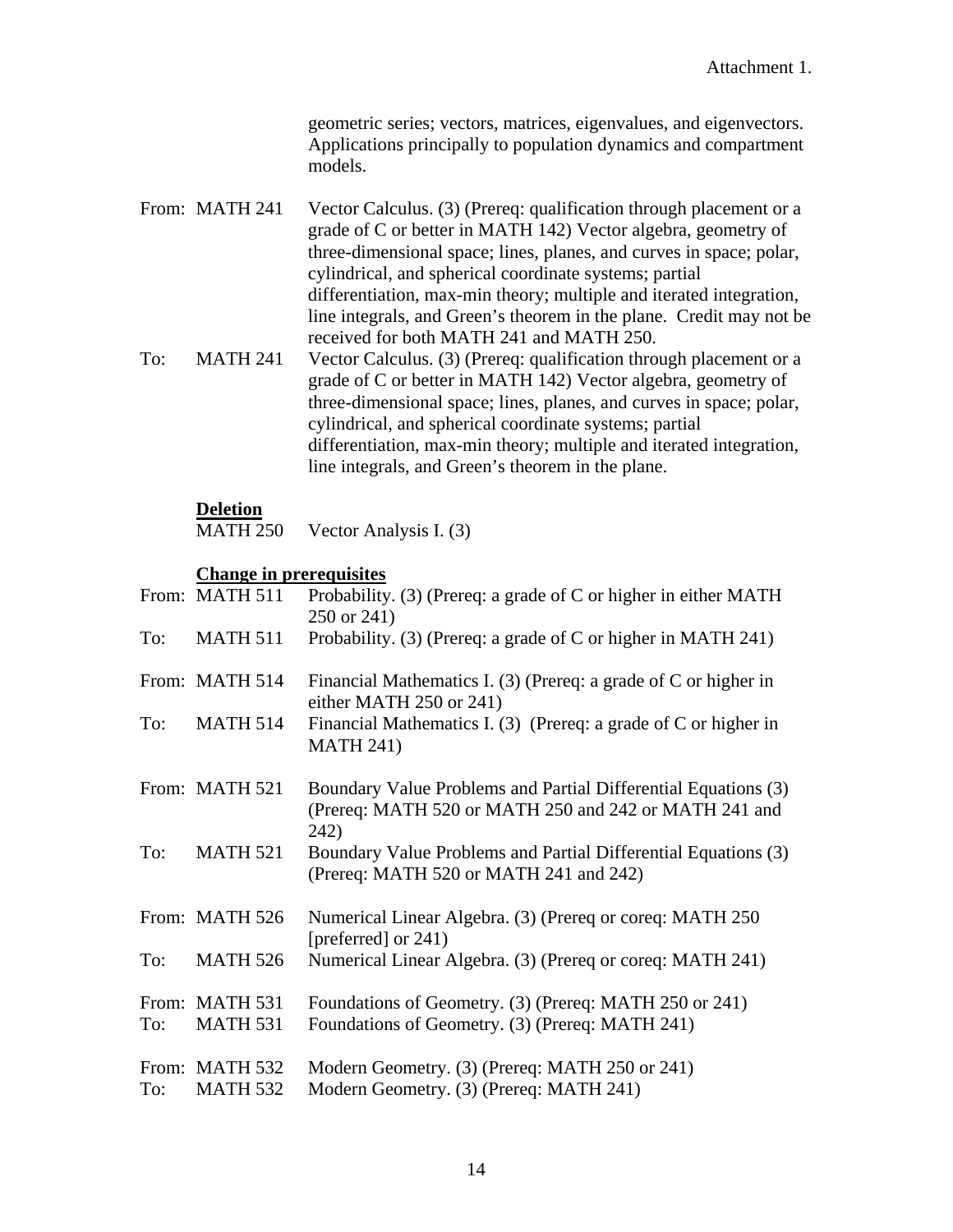geometric series; vectors, matrices, eigenvalues, and eigenvectors. Applications principally to population dynamics and compartment models.

From: MATH 241 Vector Calculus. (3) (Prereq: qualification through placement or a grade of C or better in MATH 142) Vector algebra, geometry of three-dimensional space; lines, planes, and curves in space; polar, cylindrical, and spherical coordinate systems; partial differentiation, max-min theory; multiple and iterated integration, line integrals, and Green's theorem in the plane. Credit may not be received for both MATH 241 and MATH 250.

To: MATH 241 Vector Calculus. (3) (Prereq: qualification through placement or a grade of C or better in MATH 142) Vector algebra, geometry of three-dimensional space; lines, planes, and curves in space; polar, cylindrical, and spherical coordinate systems; partial differentiation, max-min theory; multiple and iterated integration, line integrals, and Green's theorem in the plane.

**Deletion**

MATH 250 Vector Analysis I. (3)

**Change in prerequisites**

From: MATH 511 Probability. (3) (Prereq: a grade of C or higher in either MATH 250 or 241)

To: MATH 511 Probability. (3) (Prereq: a grade of C or higher in MATH 241)

From: MATH 514 Financial Mathematics I. (3) (Prereq: a grade of C or higher in either MATH 250 or 241)

To: MATH 514 Financial Mathematics I. (3) (Prereq: a grade of C or higher in MATH 241)

From: MATH 521 Boundary Value Problems and Partial Differential Equations (3) (Prereq: MATH 520 or MATH 250 and 242 or MATH 241 and 242)

To: MATH 521 Boundary Value Problems and Partial Differential Equations (3) (Prereq: MATH 520 or MATH 241 and 242)

From: MATH 526 Numerical Linear Algebra. (3) (Prereq or coreq: MATH 250 [preferred] or 241)

To: MATH 526 Numerical Linear Algebra. (3) (Prereq or coreq: MATH 241)

From: MATH 531 Foundations of Geometry. (3) (Prereq: MATH 250 or 241)

To: MATH 531 Foundations of Geometry. (3) (Prereq: MATH 241)

From: MATH 532 Modern Geometry. (3) (Prereq: MATH 250 or 241)

To: MATH 532 Modern Geometry. (3) (Prereq: MATH 241)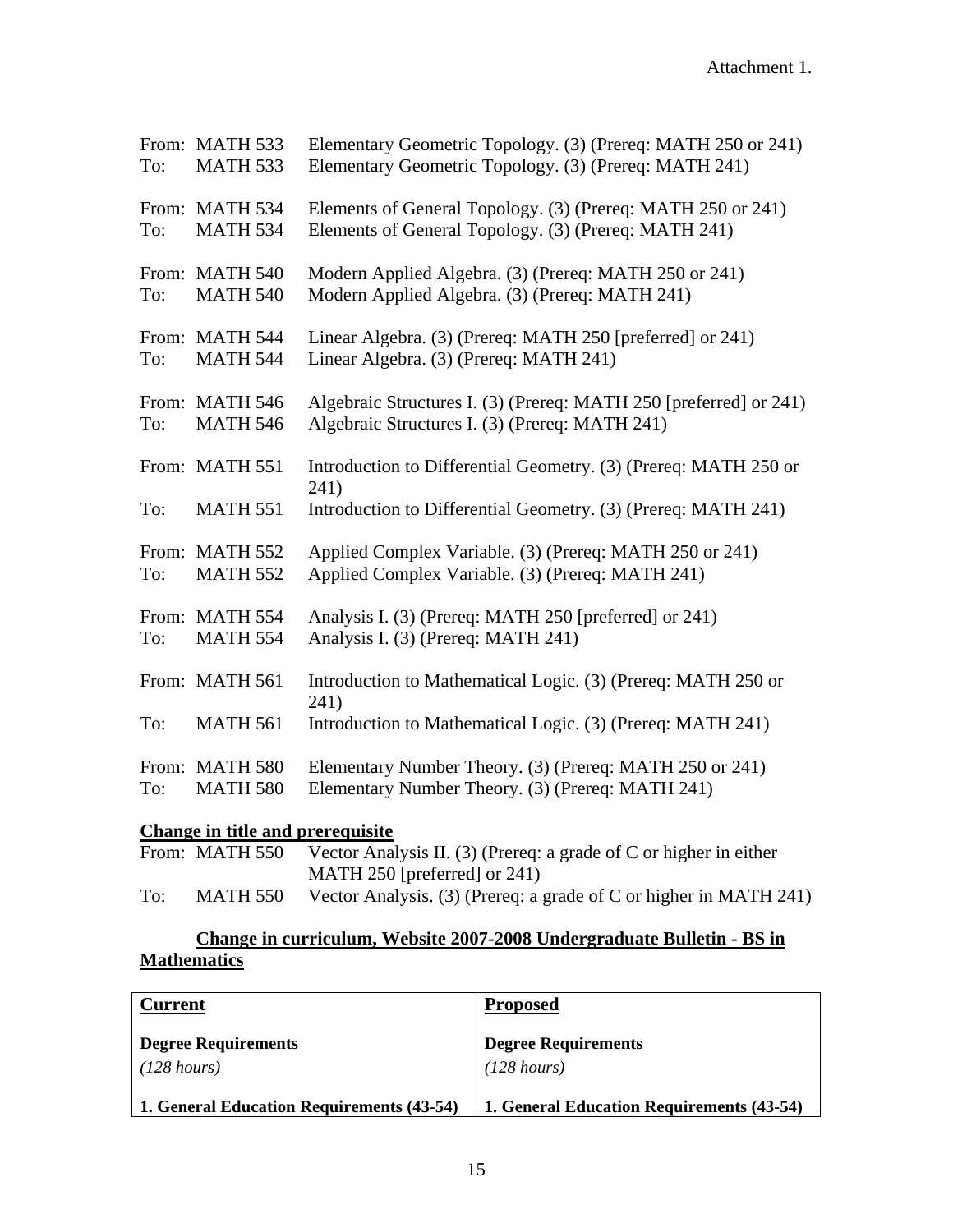Attachment 1.

From: MATH 533 Elementary Geometric Topology. (3) (Prereq: MATH 250 or 241)
To: MATH 533 Elementary Geometric Topology. (3) (Prereq: MATH 241)

From: MATH 534 Elements of General Topology. (3) (Prereq: MATH 250 or 241)
To: MATH 534 Elements of General Topology. (3) (Prereq: MATH 241)

From: MATH 540 Modern Applied Algebra. (3) (Prereq: MATH 250 or 241)
To: MATH 540 Modern Applied Algebra. (3) (Prereq: MATH 241)

From: MATH 544 Linear Algebra. (3) (Prereq: MATH 250 [preferred] or 241)
To: MATH 544 Linear Algebra. (3) (Prereq: MATH 241)

From: MATH 546 Algebraic Structures I. (3) (Prereq: MATH 250 [preferred] or 241)
To: MATH 546 Algebraic Structures I. (3) (Prereq: MATH 241)

From: MATH 551 Introduction to Differential Geometry. (3) (Prereq: MATH 250 or 241)
To: MATH 551 Introduction to Differential Geometry. (3) (Prereq: MATH 241)

From: MATH 552 Applied Complex Variable. (3) (Prereq: MATH 250 or 241)
To: MATH 552 Applied Complex Variable. (3) (Prereq: MATH 241)

From: MATH 554 Analysis I. (3) (Prereq: MATH 250 [preferred] or 241)
To: MATH 554 Analysis I. (3) (Prereq: MATH 241)

From: MATH 561 Introduction to Mathematical Logic. (3) (Prereq: MATH 250 or 241)
To: MATH 561 Introduction to Mathematical Logic. (3) (Prereq: MATH 241)

From: MATH 580 Elementary Number Theory. (3) (Prereq: MATH 250 or 241)
To: MATH 580 Elementary Number Theory. (3) (Prereq: MATH 241)

**Change in title and prerequisite**

From: MATH 550 Vector Analysis II. (3) (Prereq: a grade of C or higher in either MATH 250 [preferred] or 241)
To: MATH 550 Vector Analysis. (3) (Prereq: a grade of C or higher in MATH 241)

**Change in curriculum, Website 2007-2008 Undergraduate Bulletin - BS in Mathematics**

| **Current** | **Proposed** |
|---|---|
| **Degree Requirements**<br>*(128 hours)* | **Degree Requirements**<br>*(128 hours)* |
| **1. General Education Requirements (43-54)** | **1. General Education Requirements (43-54)** |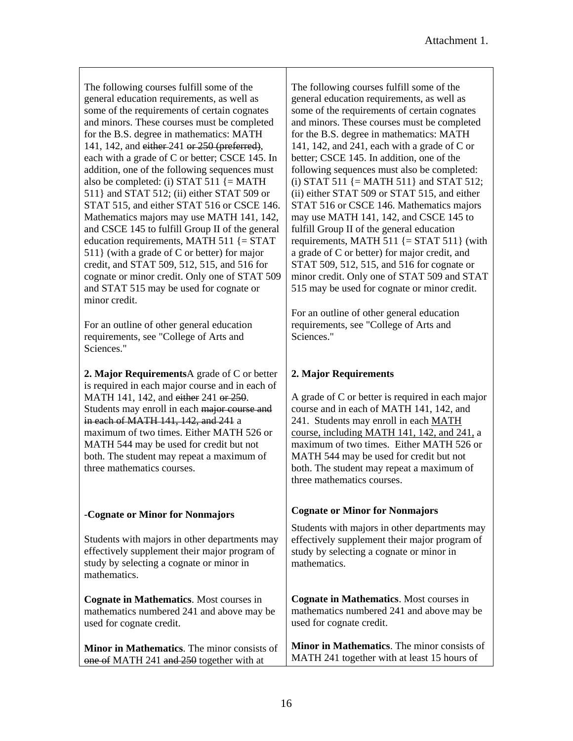Attachment 1.

| | |
|---|---|
| The following courses fulfill some of the general education requirements, as well as some of the requirements of certain cognates and minors. These courses must be completed for the B.S. degree in mathematics: MATH 141, 142, and ~~either~~ 241 ~~or 250 (preferred)~~, each with a grade of C or better; CSCE 145. In addition, one of the following sequences must also be completed: (i) STAT 511 {= MATH 511} and STAT 512; (ii) either STAT 509 or STAT 515, and either STAT 516 or CSCE 146. Mathematics majors may use MATH 141, 142, and CSCE 145 to fulfill Group II of the general education requirements, MATH 511 {= STAT 511} (with a grade of C or better) for major credit, and STAT 509, 512, 515, and 516 for cognate or minor credit. Only one of STAT 509 and STAT 515 may be used for cognate or minor credit.<br><br>For an outline of other general education requirements, see "College of Arts and Sciences." | The following courses fulfill some of the general education requirements, as well as some of the requirements of certain cognates and minors. These courses must be completed for the B.S. degree in mathematics: MATH 141, 142, and 241, each with a grade of C or better; CSCE 145. In addition, one of the following sequences must also be completed: (i) STAT 511 {= MATH 511} and STAT 512; (ii) either STAT 509 or STAT 515, and either STAT 516 or CSCE 146. Mathematics majors may use MATH 141, 142, and CSCE 145 to fulfill Group II of the general education requirements, MATH 511 {= STAT 511} (with a grade of C or better) for major credit, and STAT 509, 512, 515, and 516 for cognate or minor credit. Only one of STAT 509 and STAT 515 may be used for cognate or minor credit.<br><br>For an outline of other general education requirements, see "College of Arts and Sciences." |
| **2. Major Requirements**A grade of C or better is required in each major course and in each of MATH 141, 142, and ~~either~~ 241 ~~or 250~~. Students may enroll in each ~~major course and in each of MATH 141, 142, and 241~~ a maximum of two times. Either MATH 526 or MATH 544 may be used for credit but not both. The student may repeat a maximum of three mathematics courses. | **2. Major Requirements**<br><br>A grade of C or better is required in each major course and in each of MATH 141, 142, and 241. Students may enroll in each <u>MATH course, including MATH 141, 142, and 241,</u> a maximum of two times. Either MATH 526 or MATH 544 may be used for credit but not both. The student may repeat a maximum of three mathematics courses. |
| -**Cognate or Minor for Nonmajors**<br><br>Students with majors in other departments may effectively supplement their major program of study by selecting a cognate or minor in mathematics. | **Cognate or Minor for Nonmajors**<br><br>Students with majors in other departments may effectively supplement their major program of study by selecting a cognate or minor in mathematics. |
| **Cognate in Mathematics**. Most courses in mathematics numbered 241 and above may be used for cognate credit. | **Cognate in Mathematics**. Most courses in mathematics numbered 241 and above may be used for cognate credit. |
| **Minor in Mathematics**. The minor consists of ~~one of~~ MATH 241 ~~and 250~~ together with at | **Minor in Mathematics**. The minor consists of MATH 241 together with at least 15 hours of |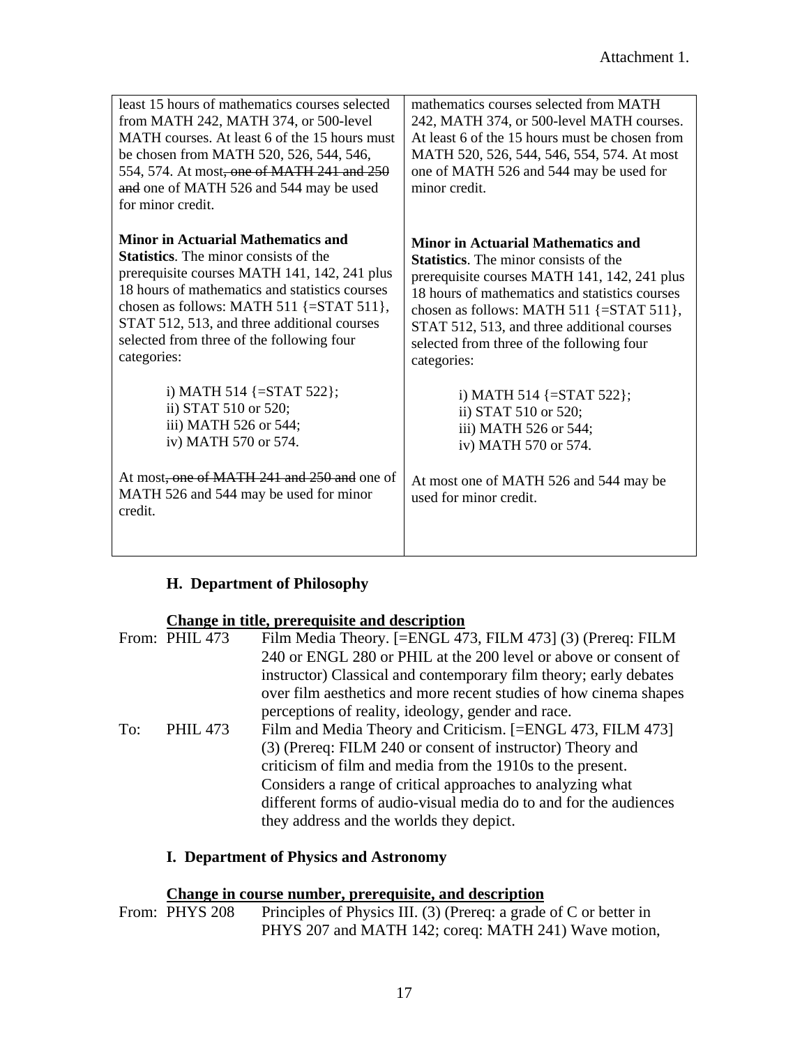Attachment 1.

| | |
|---|---|
| least 15 hours of mathematics courses selected from MATH 242, MATH 374, or 500-level MATH courses. At least 6 of the 15 hours must be chosen from MATH 520, 526, 544, 546, 554, 574. At most~~, one of MATH 241 and 250 and~~ one of MATH 526 and 544 may be used for minor credit.<br><br>**Minor in Actuarial Mathematics and Statistics**. The minor consists of the prerequisite courses MATH 141, 142, 241 plus 18 hours of mathematics and statistics courses chosen as follows: MATH 511 {=STAT 511}, STAT 512, 513, and three additional courses selected from three of the following four categories:<br><br>i) MATH 514 {=STAT 522};<br>ii) STAT 510 or 520;<br>iii) MATH 526 or 544;<br>iv) MATH 570 or 574.<br><br>At most~~, one of MATH 241 and 250 and~~ one of MATH 526 and 544 may be used for minor credit. | mathematics courses selected from MATH 242, MATH 374, or 500-level MATH courses. At least 6 of the 15 hours must be chosen from MATH 520, 526, 544, 546, 554, 574. At most one of MATH 526 and 544 may be used for minor credit.<br><br>**Minor in Actuarial Mathematics and Statistics**. The minor consists of the prerequisite courses MATH 141, 142, 241 plus 18 hours of mathematics and statistics courses chosen as follows: MATH 511 {=STAT 511}, STAT 512, 513, and three additional courses selected from three of the following four categories:<br><br>i) MATH 514 {=STAT 522};<br>ii) STAT 510 or 520;<br>iii) MATH 526 or 544;<br>iv) MATH 570 or 574.<br><br>At most one of MATH 526 and 544 may be used for minor credit. |

### H. Department of Philosophy

**Change in title, prerequisite and description**

From: PHIL 473 Film Media Theory. [=ENGL 473, FILM 473] (3) (Prereq: FILM 240 or ENGL 280 or PHIL at the 200 level or above or consent of instructor) Classical and contemporary film theory; early debates over film aesthetics and more recent studies of how cinema shapes perceptions of reality, ideology, gender and race.

To: PHIL 473 Film and Media Theory and Criticism. [=ENGL 473, FILM 473] (3) (Prereq: FILM 240 or consent of instructor) Theory and criticism of film and media from the 1910s to the present. Considers a range of critical approaches to analyzing what different forms of audio-visual media do to and for the audiences they address and the worlds they depict.

### I. Department of Physics and Astronomy

**Change in course number, prerequisite, and description**

From: PHYS 208 Principles of Physics III. (3) (Prereq: a grade of C or better in PHYS 207 and MATH 142; coreq: MATH 241) Wave motion,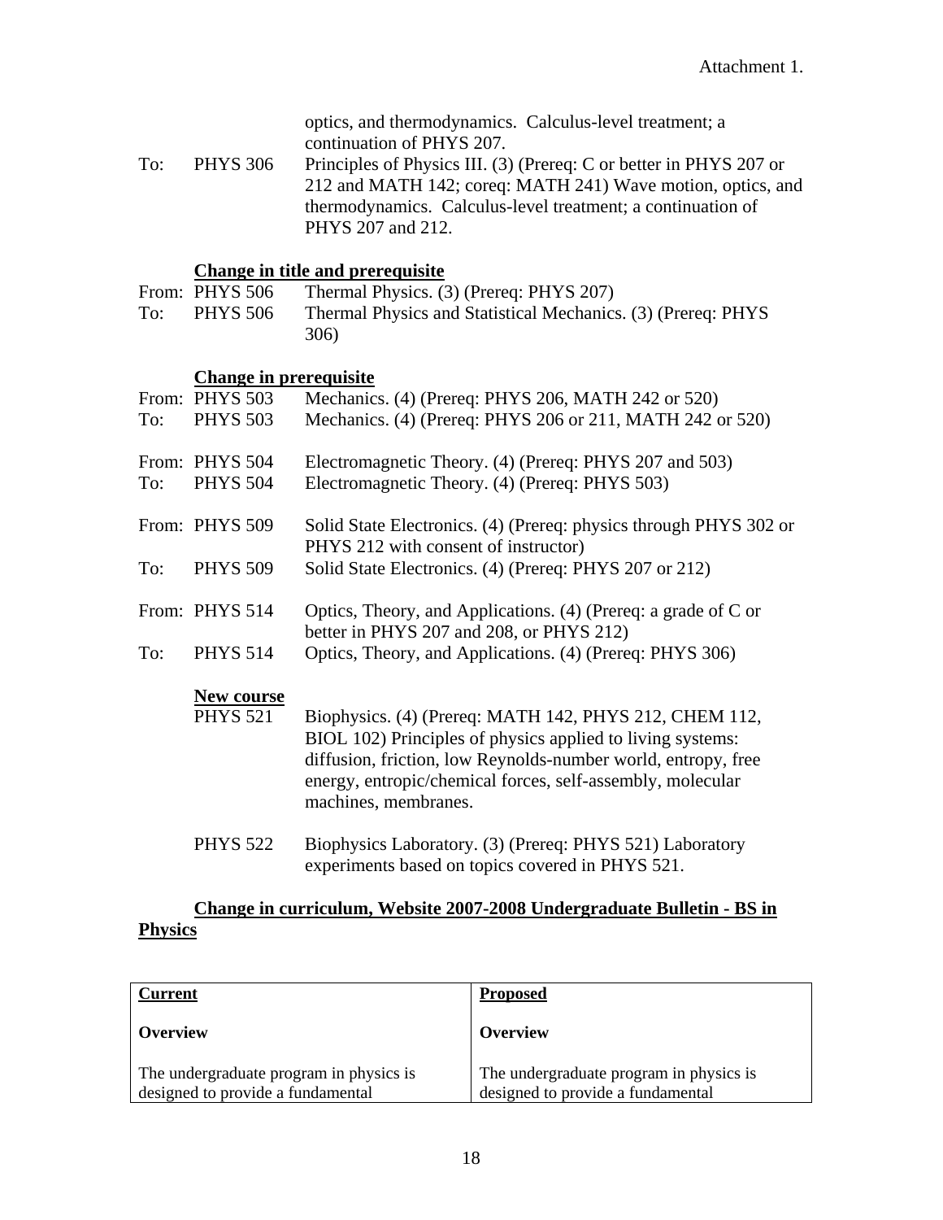Attachment 1.

optics, and thermodynamics. Calculus-level treatment; a continuation of PHYS 207.

To: PHYS 306 Principles of Physics III. (3) (Prereq: C or better in PHYS 207 or 212 and MATH 142; coreq: MATH 241) Wave motion, optics, and thermodynamics. Calculus-level treatment; a continuation of PHYS 207 and 212.

**Change in title and prerequisite**

From: PHYS 506 Thermal Physics. (3) (Prereq: PHYS 207)
To: PHYS 506 Thermal Physics and Statistical Mechanics. (3) (Prereq: PHYS 306)

**Change in prerequisite**

From: PHYS 503 Mechanics. (4) (Prereq: PHYS 206, MATH 242 or 520)
To: PHYS 503 Mechanics. (4) (Prereq: PHYS 206 or 211, MATH 242 or 520)

From: PHYS 504 Electromagnetic Theory. (4) (Prereq: PHYS 207 and 503)
To: PHYS 504 Electromagnetic Theory. (4) (Prereq: PHYS 503)

From: PHYS 509 Solid State Electronics. (4) (Prereq: physics through PHYS 302 or PHYS 212 with consent of instructor)
To: PHYS 509 Solid State Electronics. (4) (Prereq: PHYS 207 or 212)

From: PHYS 514 Optics, Theory, and Applications. (4) (Prereq: a grade of C or better in PHYS 207 and 208, or PHYS 212)
To: PHYS 514 Optics, Theory, and Applications. (4) (Prereq: PHYS 306)

**New course**

PHYS 521 Biophysics. (4) (Prereq: MATH 142, PHYS 212, CHEM 112, BIOL 102) Principles of physics applied to living systems: diffusion, friction, low Reynolds-number world, entropy, free energy, entropic/chemical forces, self-assembly, molecular machines, membranes.

PHYS 522 Biophysics Laboratory. (3) (Prereq: PHYS 521) Laboratory experiments based on topics covered in PHYS 521.

**Change in curriculum, Website 2007-2008 Undergraduate Bulletin - BS in Physics**

| **Current** | **Proposed** |
|---|---|
| **Overview**<br><br>The undergraduate program in physics is designed to provide a fundamental | **Overview**<br><br>The undergraduate program in physics is designed to provide a fundamental |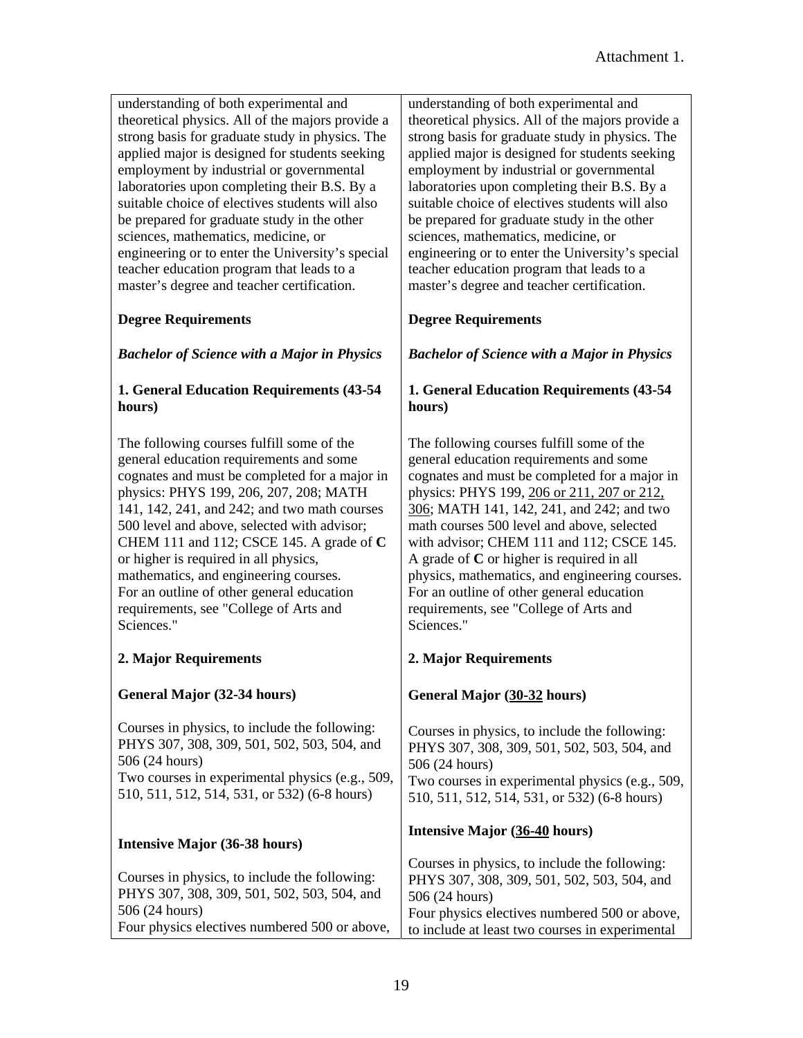Attachment 1.

| | |
|---|---|
| understanding of both experimental and theoretical physics. All of the majors provide a strong basis for graduate study in physics. The applied major is designed for students seeking employment by industrial or governmental laboratories upon completing their B.S. By a suitable choice of electives students will also be prepared for graduate study in the other sciences, mathematics, medicine, or engineering or to enter the University's special teacher education program that leads to a master's degree and teacher certification.<br><br>**Degree Requirements**<br><br>***Bachelor of Science with a Major in Physics***<br><br>**1. General Education Requirements (43-54 hours)**<br><br>The following courses fulfill some of the general education requirements and some cognates and must be completed for a major in physics: PHYS 199, 206, 207, 208; MATH 141, 142, 241, and 242; and two math courses 500 level and above, selected with advisor; CHEM 111 and 112; CSCE 145. A grade of **C** or higher is required in all physics, mathematics, and engineering courses. For an outline of other general education requirements, see "College of Arts and Sciences."<br><br>**2. Major Requirements**<br><br>**General Major (32-34 hours)**<br><br>Courses in physics, to include the following: PHYS 307, 308, 309, 501, 502, 503, 504, and 506 (24 hours)<br>Two courses in experimental physics (e.g., 509, 510, 511, 512, 514, 531, or 532) (6-8 hours)<br><br>**Intensive Major (36-38 hours)**<br><br>Courses in physics, to include the following: PHYS 307, 308, 309, 501, 502, 503, 504, and 506 (24 hours)<br>Four physics electives numbered 500 or above, | understanding of both experimental and theoretical physics. All of the majors provide a strong basis for graduate study in physics. The applied major is designed for students seeking employment by industrial or governmental laboratories upon completing their B.S. By a suitable choice of electives students will also be prepared for graduate study in the other sciences, mathematics, medicine, or engineering or to enter the University's special teacher education program that leads to a master's degree and teacher certification.<br><br>**Degree Requirements**<br><br>***Bachelor of Science with a Major in Physics***<br><br>**1. General Education Requirements (43-54 hours)**<br><br>The following courses fulfill some of the general education requirements and some cognates and must be completed for a major in physics: PHYS 199, <u>206 or 211, 207 or 212, 306</u>; MATH 141, 142, 241, and 242; and two math courses 500 level and above, selected with advisor; CHEM 111 and 112; CSCE 145. A grade of **C** or higher is required in all physics, mathematics, and engineering courses. For an outline of other general education requirements, see "College of Arts and Sciences."<br><br>**2. Major Requirements**<br><br>**General Major (<u>30-32</u> hours)**<br><br>Courses in physics, to include the following: PHYS 307, 308, 309, 501, 502, 503, 504, and 506 (24 hours)<br>Two courses in experimental physics (e.g., 509, 510, 511, 512, 514, 531, or 532) (6-8 hours)<br><br>**Intensive Major (<u>36-40</u> hours)**<br><br>Courses in physics, to include the following: PHYS 307, 308, 309, 501, 502, 503, 504, and 506 (24 hours)<br>Four physics electives numbered 500 or above, to include at least two courses in experimental |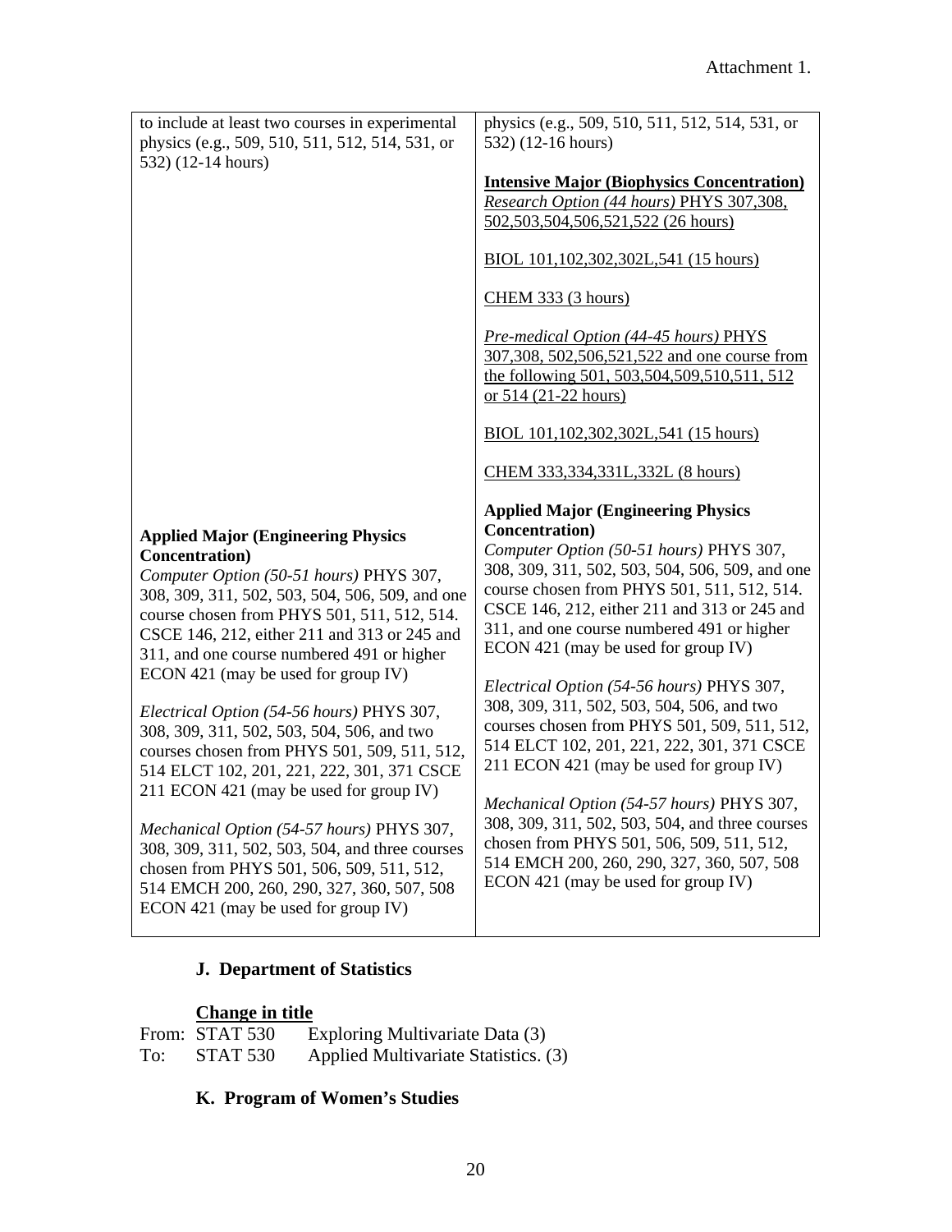| | |
|---|---|
| to include at least two courses in experimental physics (e.g., 509, 510, 511, 512, 514, 531, or 532) (12-14 hours) | physics (e.g., 509, 510, 511, 512, 514, 531, or 532) (12-16 hours)<br><br>**Intensive Major (Biophysics Concentration)**<br>*Research Option (44 hours)* PHYS 307,308, 502,503,504,506,521,522 (26 hours)<br><br>BIOL 101,102,302,302L,541 (15 hours)<br><br>CHEM 333 (3 hours)<br><br>*Pre-medical Option (44-45 hours)* PHYS 307,308, 502,506,521,522 and one course from the following 501, 503,504,509,510,511, 512 or 514 (21-22 hours)<br><br>BIOL 101,102,302,302L,541 (15 hours)<br><br>CHEM 333,334,331L,332L (8 hours) |
| **Applied Major (Engineering Physics Concentration)**<br>*Computer Option (50-51 hours)* PHYS 307, 308, 309, 311, 502, 503, 504, 506, 509, and one course chosen from PHYS 501, 511, 512, 514. CSCE 146, 212, either 211 and 313 or 245 and 311, and one course numbered 491 or higher ECON 421 (may be used for group IV)<br><br>*Electrical Option (54-56 hours)* PHYS 307, 308, 309, 311, 502, 503, 504, 506, and two courses chosen from PHYS 501, 509, 511, 512, 514 ELCT 102, 201, 221, 222, 301, 371 CSCE 211 ECON 421 (may be used for group IV)<br><br>*Mechanical Option (54-57 hours)* PHYS 307, 308, 309, 311, 502, 503, 504, and three courses chosen from PHYS 501, 506, 509, 511, 512, 514 EMCH 200, 260, 290, 327, 360, 507, 508 ECON 421 (may be used for group IV) | **Applied Major (Engineering Physics Concentration)**<br>*Computer Option (50-51 hours)* PHYS 307, 308, 309, 311, 502, 503, 504, 506, 509, and one course chosen from PHYS 501, 511, 512, 514. CSCE 146, 212, either 211 and 313 or 245 and 311, and one course numbered 491 or higher ECON 421 (may be used for group IV)<br><br>*Electrical Option (54-56 hours)* PHYS 307, 308, 309, 311, 502, 503, 504, 506, and two courses chosen from PHYS 501, 509, 511, 512, 514 ELCT 102, 201, 221, 222, 301, 371 CSCE 211 ECON 421 (may be used for group IV)<br><br>*Mechanical Option (54-57 hours)* PHYS 307, 308, 309, 311, 502, 503, 504, and three courses chosen from PHYS 501, 506, 509, 511, 512, 514 EMCH 200, 260, 290, 327, 360, 507, 508 ECON 421 (may be used for group IV) |

### J. Department of Statistics

**Change in title**

From: STAT 530 Exploring Multivariate Data (3)
To: STAT 530 Applied Multivariate Statistics. (3)

### K. Program of Women's Studies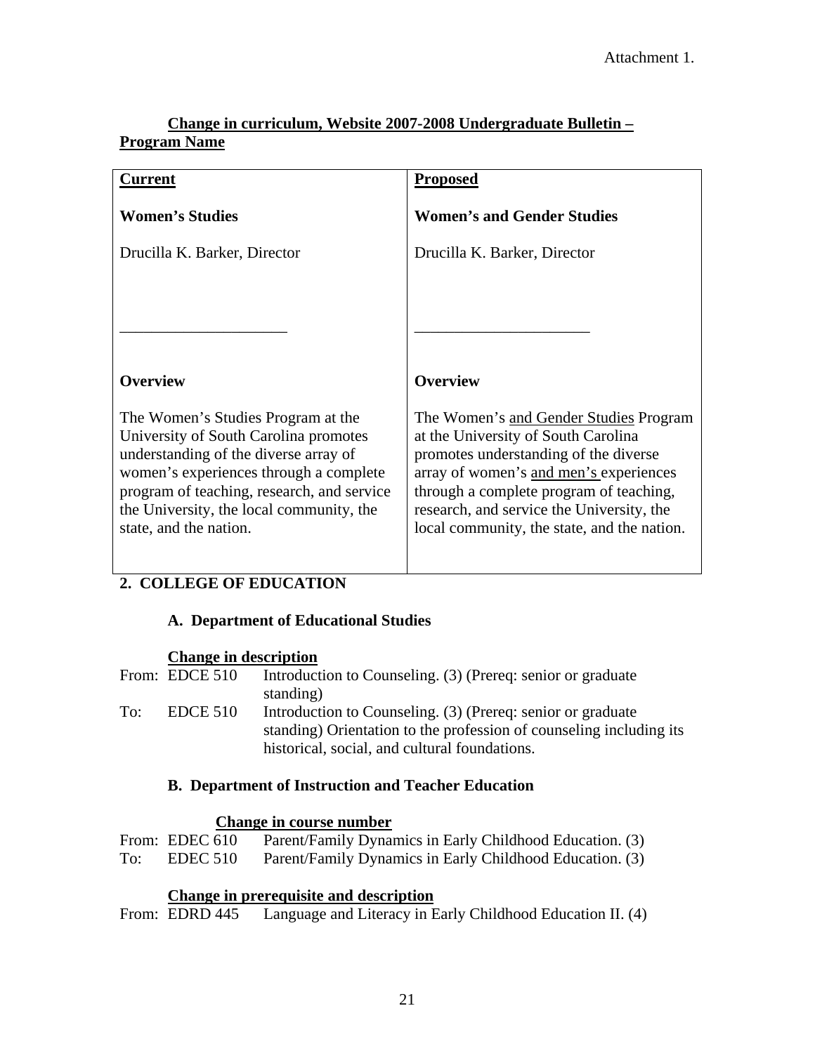Attachment 1.

**Change in curriculum, Website 2007-2008 Undergraduate Bulletin – Program Name**

| **Current** | **Proposed** |
|---|---|
| **Women's Studies** | **Women's and Gender Studies** |
| Drucilla K. Barker, Director | Drucilla K. Barker, Director |
| ____________________ | ____________________ |
| **Overview** | **Overview** |
| The Women's Studies Program at the University of South Carolina promotes understanding of the diverse array of women's experiences through a complete program of teaching, research, and service the University, the local community, the state, and the nation. | The Women's and Gender Studies Program at the University of South Carolina promotes understanding of the diverse array of women's and men's experiences through a complete program of teaching, research, and service the University, the local community, the state, and the nation. |

**2. COLLEGE OF EDUCATION**

**A. Department of Educational Studies**

**Change in description**

From: EDCE 510 Introduction to Counseling. (3) (Prereq: senior or graduate standing)

To: EDCE 510 Introduction to Counseling. (3) (Prereq: senior or graduate standing) Orientation to the profession of counseling including its historical, social, and cultural foundations.

**B. Department of Instruction and Teacher Education**

**Change in course number**

From: EDEC 610 Parent/Family Dynamics in Early Childhood Education. (3)

To: EDEC 510 Parent/Family Dynamics in Early Childhood Education. (3)

**Change in prerequisite and description**

From: EDRD 445 Language and Literacy in Early Childhood Education II. (4)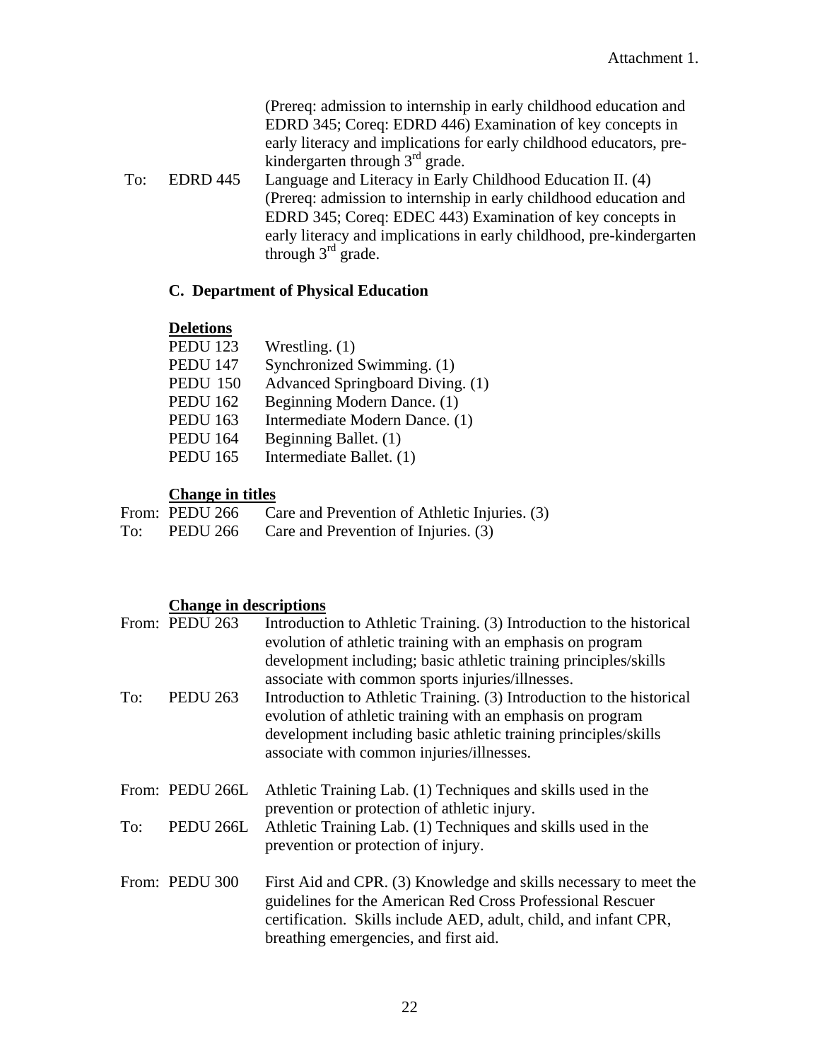Attachment 1.

(Prereq: admission to internship in early childhood education and EDRD 345; Coreq: EDRD 446) Examination of key concepts in early literacy and implications for early childhood educators, pre-kindergarten through 3rd grade.

To: EDRD 445 Language and Literacy in Early Childhood Education II. (4) (Prereq: admission to internship in early childhood education and EDRD 345; Coreq: EDEC 443) Examination of key concepts in early literacy and implications in early childhood, pre-kindergarten through 3rd grade.

### C. Department of Physical Education

**Deletions**

PEDU 123 Wrestling. (1)
PEDU 147 Synchronized Swimming. (1)
PEDU 150 Advanced Springboard Diving. (1)
PEDU 162 Beginning Modern Dance. (1)
PEDU 163 Intermediate Modern Dance. (1)
PEDU 164 Beginning Ballet. (1)
PEDU 165 Intermediate Ballet. (1)

**Change in titles**

From: PEDU 266 Care and Prevention of Athletic Injuries. (3)
To: PEDU 266 Care and Prevention of Injuries. (3)

**Change in descriptions**

From: PEDU 263 Introduction to Athletic Training. (3) Introduction to the historical evolution of athletic training with an emphasis on program development including; basic athletic training principles/skills associate with common sports injuries/illnesses.

To: PEDU 263 Introduction to Athletic Training. (3) Introduction to the historical evolution of athletic training with an emphasis on program development including basic athletic training principles/skills associate with common injuries/illnesses.

From: PEDU 266L Athletic Training Lab. (1) Techniques and skills used in the prevention or protection of athletic injury.

To: PEDU 266L Athletic Training Lab. (1) Techniques and skills used in the prevention or protection of injury.

From: PEDU 300 First Aid and CPR. (3) Knowledge and skills necessary to meet the guidelines for the American Red Cross Professional Rescuer certification. Skills include AED, adult, child, and infant CPR, breathing emergencies, and first aid.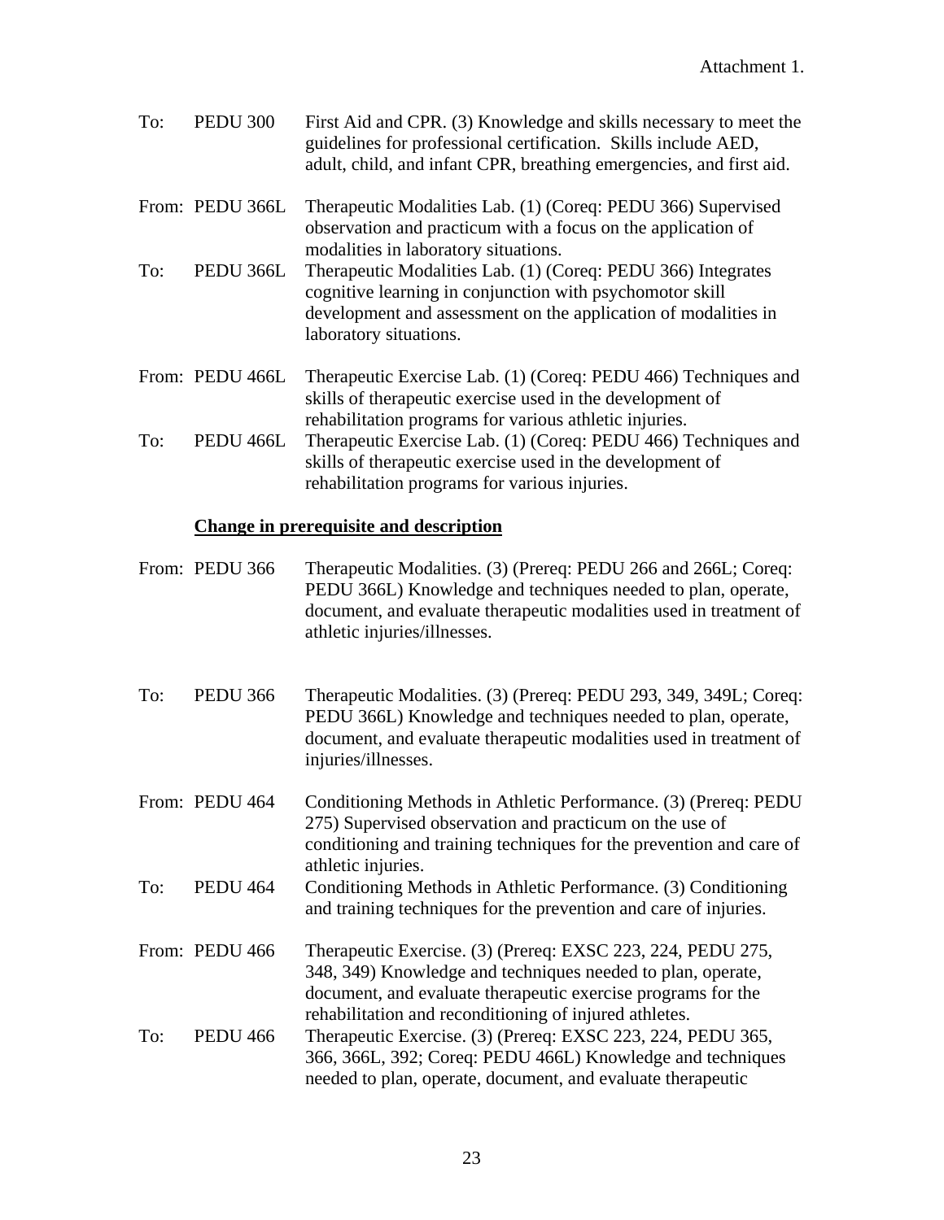Attachment 1.

To: PEDU 300 First Aid and CPR. (3) Knowledge and skills necessary to meet the guidelines for professional certification. Skills include AED, adult, child, and infant CPR, breathing emergencies, and first aid.

From: PEDU 366L Therapeutic Modalities Lab. (1) (Coreq: PEDU 366) Supervised observation and practicum with a focus on the application of modalities in laboratory situations.

To: PEDU 366L Therapeutic Modalities Lab. (1) (Coreq: PEDU 366) Integrates cognitive learning in conjunction with psychomotor skill development and assessment on the application of modalities in laboratory situations.

From: PEDU 466L Therapeutic Exercise Lab. (1) (Coreq: PEDU 466) Techniques and skills of therapeutic exercise used in the development of rehabilitation programs for various athletic injuries.

To: PEDU 466L Therapeutic Exercise Lab. (1) (Coreq: PEDU 466) Techniques and skills of therapeutic exercise used in the development of rehabilitation programs for various injuries.

**Change in prerequisite and description**

From: PEDU 366 Therapeutic Modalities. (3) (Prereq: PEDU 266 and 266L; Coreq: PEDU 366L) Knowledge and techniques needed to plan, operate, document, and evaluate therapeutic modalities used in treatment of athletic injuries/illnesses.

To: PEDU 366 Therapeutic Modalities. (3) (Prereq: PEDU 293, 349, 349L; Coreq: PEDU 366L) Knowledge and techniques needed to plan, operate, document, and evaluate therapeutic modalities used in treatment of injuries/illnesses.

From: PEDU 464 Conditioning Methods in Athletic Performance. (3) (Prereq: PEDU 275) Supervised observation and practicum on the use of conditioning and training techniques for the prevention and care of athletic injuries.

To: PEDU 464 Conditioning Methods in Athletic Performance. (3) Conditioning and training techniques for the prevention and care of injuries.

From: PEDU 466 Therapeutic Exercise. (3) (Prereq: EXSC 223, 224, PEDU 275, 348, 349) Knowledge and techniques needed to plan, operate, document, and evaluate therapeutic exercise programs for the rehabilitation and reconditioning of injured athletes.

To: PEDU 466 Therapeutic Exercise. (3) (Prereq: EXSC 223, 224, PEDU 365, 366, 366L, 392; Coreq: PEDU 466L) Knowledge and techniques needed to plan, operate, document, and evaluate therapeutic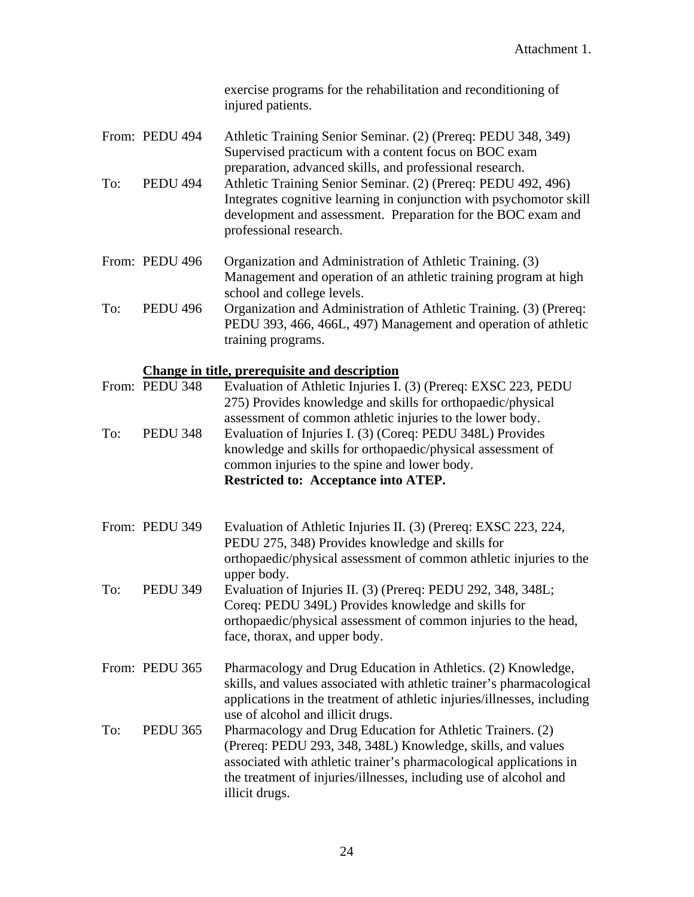Attachment 1.

exercise programs for the rehabilitation and reconditioning of injured patients.

From: PEDU 494 Athletic Training Senior Seminar. (2) (Prereq: PEDU 348, 349) Supervised practicum with a content focus on BOC exam preparation, advanced skills, and professional research.

To: PEDU 494 Athletic Training Senior Seminar. (2) (Prereq: PEDU 492, 496) Integrates cognitive learning in conjunction with psychomotor skill development and assessment. Preparation for the BOC exam and professional research.

From: PEDU 496 Organization and Administration of Athletic Training. (3) Management and operation of an athletic training program at high school and college levels.

To: PEDU 496 Organization and Administration of Athletic Training. (3) (Prereq: PEDU 393, 466, 466L, 497) Management and operation of athletic training programs.

<u>**Change in title, prerequisite and description**</u>

From: PEDU 348 Evaluation of Athletic Injuries I. (3) (Prereq: EXSC 223, PEDU 275) Provides knowledge and skills for orthopaedic/physical assessment of common athletic injuries to the lower body.

To: PEDU 348 Evaluation of Injuries I. (3) (Coreq: PEDU 348L) Provides knowledge and skills for orthopaedic/physical assessment of common injuries to the spine and lower body.
**Restricted to: Acceptance into ATEP.**

From: PEDU 349 Evaluation of Athletic Injuries II. (3) (Prereq: EXSC 223, 224, PEDU 275, 348) Provides knowledge and skills for orthopaedic/physical assessment of common athletic injuries to the upper body.

To: PEDU 349 Evaluation of Injuries II. (3) (Prereq: PEDU 292, 348, 348L; Coreq: PEDU 349L) Provides knowledge and skills for orthopaedic/physical assessment of common injuries to the head, face, thorax, and upper body.

From: PEDU 365 Pharmacology and Drug Education in Athletics. (2) Knowledge, skills, and values associated with athletic trainer's pharmacological applications in the treatment of athletic injuries/illnesses, including use of alcohol and illicit drugs.

To: PEDU 365 Pharmacology and Drug Education for Athletic Trainers. (2) (Prereq: PEDU 293, 348, 348L) Knowledge, skills, and values associated with athletic trainer's pharmacological applications in the treatment of injuries/illnesses, including use of alcohol and illicit drugs.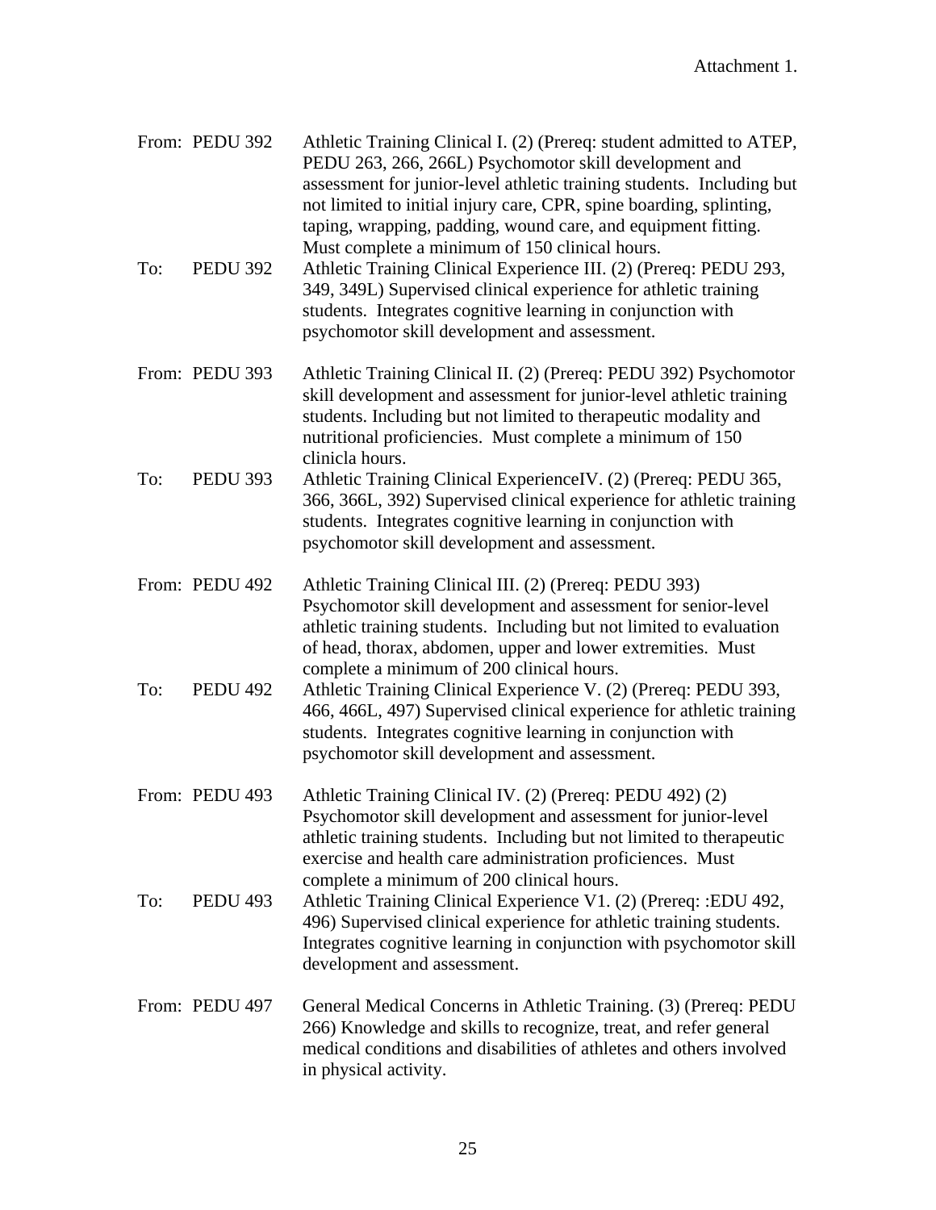Attachment 1.

| | | |
|---|---|---|
| From: | PEDU 392 | Athletic Training Clinical I. (2) (Prereq: student admitted to ATEP, PEDU 263, 266, 266L) Psychomotor skill development and assessment for junior-level athletic training students. Including but not limited to initial injury care, CPR, spine boarding, splinting, taping, wrapping, padding, wound care, and equipment fitting. Must complete a minimum of 150 clinical hours. |
| To: | PEDU 392 | Athletic Training Clinical Experience III. (2) (Prereq: PEDU 293, 349, 349L) Supervised clinical experience for athletic training students. Integrates cognitive learning in conjunction with psychomotor skill development and assessment. |
| From: | PEDU 393 | Athletic Training Clinical II. (2) (Prereq: PEDU 392) Psychomotor skill development and assessment for junior-level athletic training students. Including but not limited to therapeutic modality and nutritional proficiencies. Must complete a minimum of 150 clinicla hours. |
| To: | PEDU 393 | Athletic Training Clinical ExperienceIV. (2) (Prereq: PEDU 365, 366, 366L, 392) Supervised clinical experience for athletic training students. Integrates cognitive learning in conjunction with psychomotor skill development and assessment. |
| From: | PEDU 492 | Athletic Training Clinical III. (2) (Prereq: PEDU 393) Psychomotor skill development and assessment for senior-level athletic training students. Including but not limited to evaluation of head, thorax, abdomen, upper and lower extremities. Must complete a minimum of 200 clinical hours. |
| To: | PEDU 492 | Athletic Training Clinical Experience V. (2) (Prereq: PEDU 393, 466, 466L, 497) Supervised clinical experience for athletic training students. Integrates cognitive learning in conjunction with psychomotor skill development and assessment. |
| From: | PEDU 493 | Athletic Training Clinical IV. (2) (Prereq: PEDU 492) (2) Psychomotor skill development and assessment for junior-level athletic training students. Including but not limited to therapeutic exercise and health care administration proficiences. Must complete a minimum of 200 clinical hours. |
| To: | PEDU 493 | Athletic Training Clinical Experience V1. (2) (Prereq: :EDU 492, 496) Supervised clinical experience for athletic training students. Integrates cognitive learning in conjunction with psychomotor skill development and assessment. |
| From: | PEDU 497 | General Medical Concerns in Athletic Training. (3) (Prereq: PEDU 266) Knowledge and skills to recognize, treat, and refer general medical conditions and disabilities of athletes and others involved in physical activity. |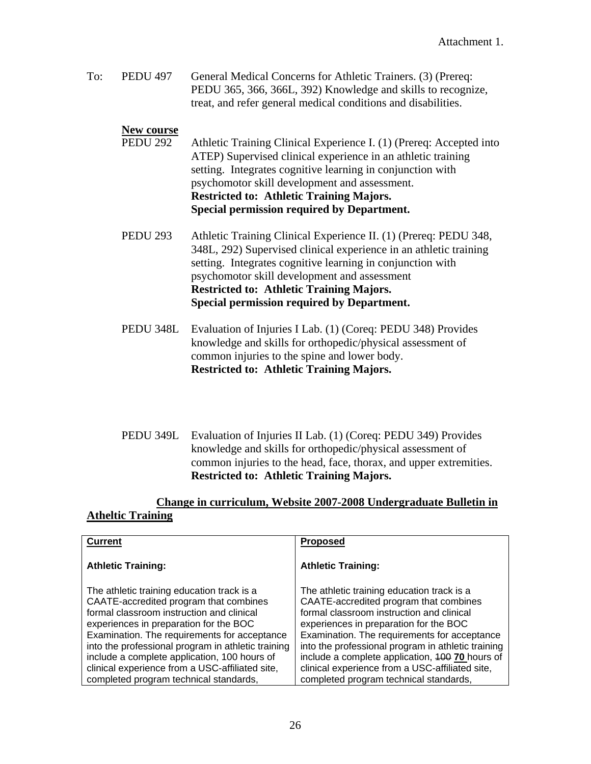Attachment 1.

To: PEDU 497 General Medical Concerns for Athletic Trainers. (3) (Prereq: PEDU 365, 366, 366L, 392) Knowledge and skills to recognize, treat, and refer general medical conditions and disabilities.

**New course**

PEDU 292 Athletic Training Clinical Experience I. (1) (Prereq: Accepted into ATEP) Supervised clinical experience in an athletic training setting. Integrates cognitive learning in conjunction with psychomotor skill development and assessment.
**Restricted to: Athletic Training Majors.**
**Special permission required by Department.**

PEDU 293 Athletic Training Clinical Experience II. (1) (Prereq: PEDU 348, 348L, 292) Supervised clinical experience in an athletic training setting. Integrates cognitive learning in conjunction with psychomotor skill development and assessment
**Restricted to: Athletic Training Majors.**
**Special permission required by Department.**

PEDU 348L Evaluation of Injuries I Lab. (1) (Coreq: PEDU 348) Provides knowledge and skills for orthopedic/physical assessment of common injuries to the spine and lower body.
**Restricted to: Athletic Training Majors.**

PEDU 349L Evaluation of Injuries II Lab. (1) (Coreq: PEDU 349) Provides knowledge and skills for orthopedic/physical assessment of common injuries to the head, face, thorax, and upper extremities.
**Restricted to: Athletic Training Majors.**

**Change in curriculum, Website 2007-2008 Undergraduate Bulletin in Atheltic Training**

| **Current** | **Proposed** |
| --- | --- |
| **Athletic Training:** | **Athletic Training:** |
| The athletic training education track is a CAATE-accredited program that combines formal classroom instruction and clinical experiences in preparation for the BOC Examination. The requirements for acceptance into the professional program in athletic training include a complete application, 100 hours of clinical experience from a USC-affiliated site, completed program technical standards, | The athletic training education track is a CAATE-accredited program that combines formal classroom instruction and clinical experiences in preparation for the BOC Examination. The requirements for acceptance into the professional program in athletic training include a complete application, ~~100~~ **70** hours of clinical experience from a USC-affiliated site, completed program technical standards, |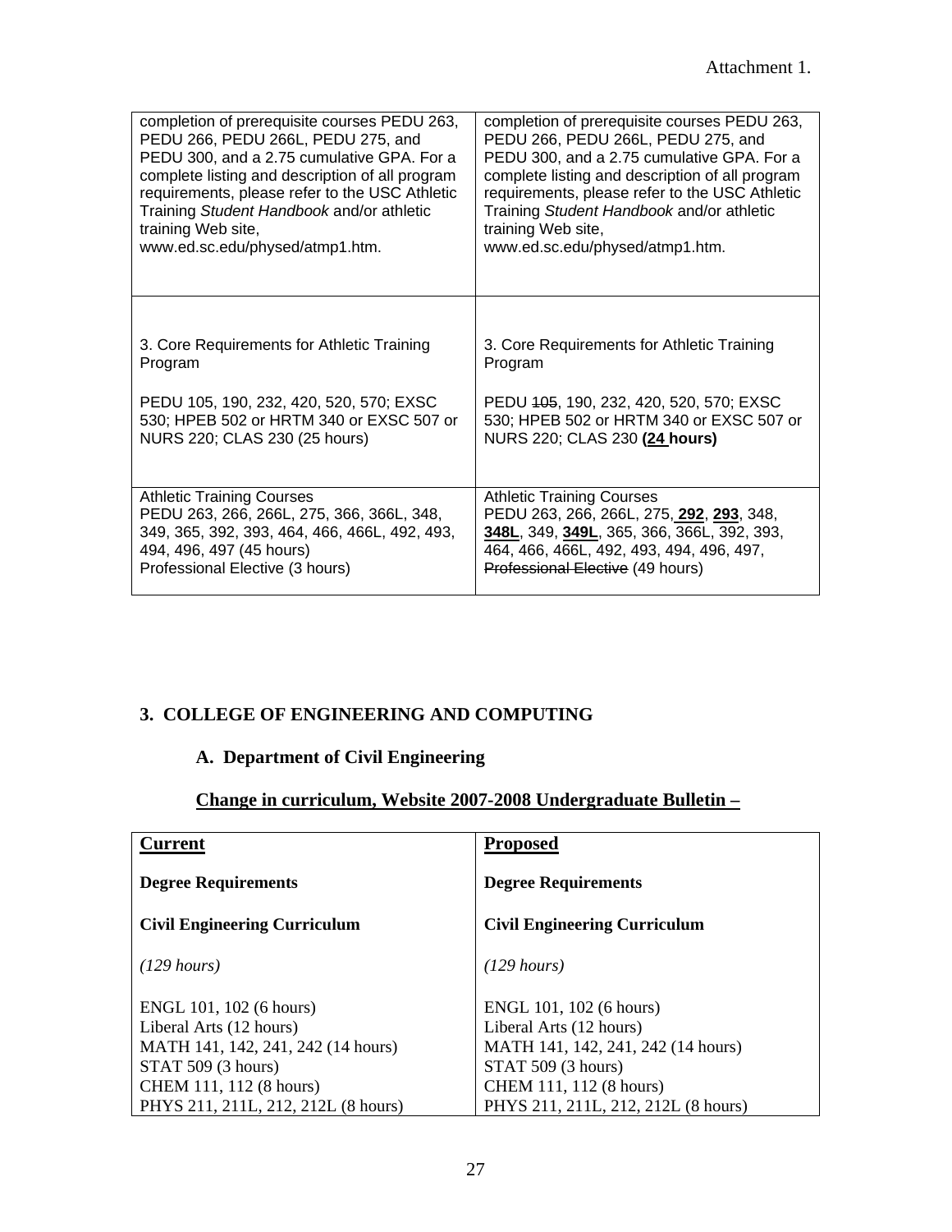Attachment 1.

| completion of prerequisite courses PEDU 263, PEDU 266, PEDU 266L, PEDU 275, and PEDU 300, and a 2.75 cumulative GPA. For a complete listing and description of all program requirements, please refer to the USC Athletic Training *Student Handbook* and/or athletic training Web site, www.ed.sc.edu/physed/atmp1.htm. | completion of prerequisite courses PEDU 263, PEDU 266, PEDU 266L, PEDU 275, and PEDU 300, and a 2.75 cumulative GPA. For a complete listing and description of all program requirements, please refer to the USC Athletic Training *Student Handbook* and/or athletic training Web site, www.ed.sc.edu/physed/atmp1.htm. |
|---|---|
| 3. Core Requirements for Athletic Training Program<br><br>PEDU 105, 190, 232, 420, 520, 570; EXSC 530; HPEB 502 or HRTM 340 or EXSC 507 or NURS 220; CLAS 230 (25 hours) | 3. Core Requirements for Athletic Training Program<br><br>PEDU ~~105~~, 190, 232, 420, 520, 570; EXSC 530; HPEB 502 or HRTM 340 or EXSC 507 or NURS 220; CLAS 230 **(<u>24</u> hours)** |
| Athletic Training Courses<br>PEDU 263, 266, 266L, 275, 366, 366L, 348, 349, 365, 392, 393, 464, 466, 466L, 492, 493, 494, 496, 497 (45 hours)<br>Professional Elective (3 hours) | Athletic Training Courses<br>PEDU 263, 266, 266L, 275, **<u>292</u>**, **<u>293</u>**, 348, **<u>348L</u>**, 349, **<u>349L</u>**, 365, 366, 366L, 392, 393, 464, 466, 466L, 492, 493, 494, 496, 497, ~~Professional Elective~~ (49 hours) |

## 3. COLLEGE OF ENGINEERING AND COMPUTING

### A. Department of Civil Engineering

**<u>Change in curriculum, Website 2007-2008 Undergraduate Bulletin –</u>**

| **<u>Current</u>** | **<u>Proposed</u>** |
|---|---|
| **Degree Requirements** | **Degree Requirements** |
| **Civil Engineering Curriculum** | **Civil Engineering Curriculum** |
| *(129 hours)* | *(129 hours)* |
| ENGL 101, 102 (6 hours)<br>Liberal Arts (12 hours)<br>MATH 141, 142, 241, 242 (14 hours)<br>STAT 509 (3 hours)<br>CHEM 111, 112 (8 hours)<br>PHYS 211, 211L, 212, 212L (8 hours) | ENGL 101, 102 (6 hours)<br>Liberal Arts (12 hours)<br>MATH 141, 142, 241, 242 (14 hours)<br>STAT 509 (3 hours)<br>CHEM 111, 112 (8 hours)<br>PHYS 211, 211L, 212, 212L (8 hours) |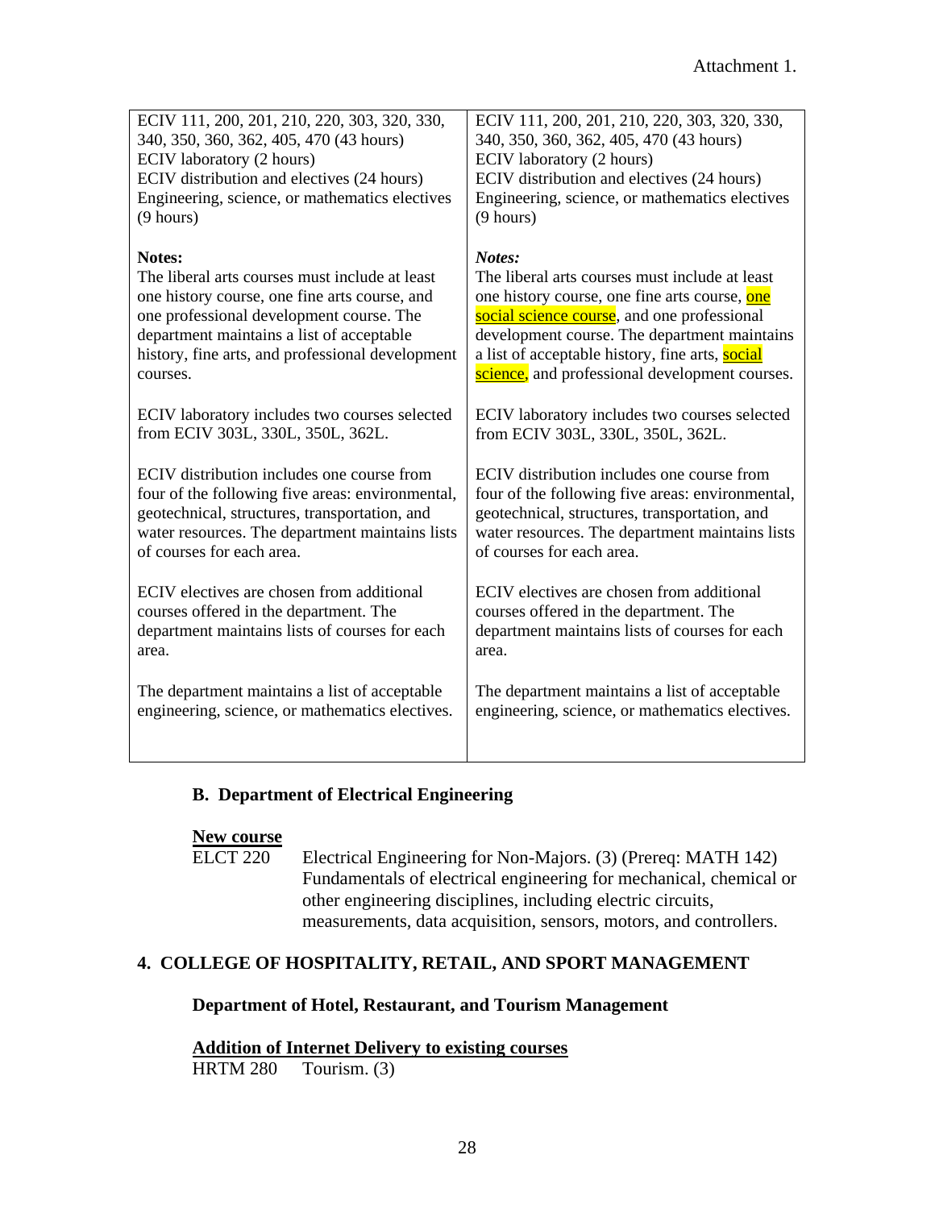Attachment 1.

| | |
|---|---|
| ECIV 111, 200, 201, 210, 220, 303, 320, 330, 340, 350, 360, 362, 405, 470 (43 hours)<br>ECIV laboratory (2 hours)<br>ECIV distribution and electives (24 hours)<br>Engineering, science, or mathematics electives (9 hours)<br><br>**Notes:**<br>The liberal arts courses must include at least one history course, one fine arts course, and one professional development course. The department maintains a list of acceptable history, fine arts, and professional development courses.<br><br>ECIV laboratory includes two courses selected from ECIV 303L, 330L, 350L, 362L.<br><br>ECIV distribution includes one course from four of the following five areas: environmental, geotechnical, structures, transportation, and water resources. The department maintains lists of courses for each area.<br><br>ECIV electives are chosen from additional courses offered in the department. The department maintains lists of courses for each area.<br><br>The department maintains a list of acceptable engineering, science, or mathematics electives. | ECIV 111, 200, 201, 210, 220, 303, 320, 330, 340, 350, 360, 362, 405, 470 (43 hours)<br>ECIV laboratory (2 hours)<br>ECIV distribution and electives (24 hours)<br>Engineering, science, or mathematics electives (9 hours)<br><br>***Notes:***<br>The liberal arts courses must include at least one history course, one fine arts course, one social science course, and one professional development course. The department maintains a list of acceptable history, fine arts, social science, and professional development courses.<br><br>ECIV laboratory includes two courses selected from ECIV 303L, 330L, 350L, 362L.<br><br>ECIV distribution includes one course from four of the following five areas: environmental, geotechnical, structures, transportation, and water resources. The department maintains lists of courses for each area.<br><br>ECIV electives are chosen from additional courses offered in the department. The department maintains lists of courses for each area.<br><br>The department maintains a list of acceptable engineering, science, or mathematics electives. |

### B. Department of Electrical Engineering

**New course**

ELCT 220 Electrical Engineering for Non-Majors. (3) (Prereq: MATH 142) Fundamentals of electrical engineering for mechanical, chemical or other engineering disciplines, including electric circuits, measurements, data acquisition, sensors, motors, and controllers.

## 4. COLLEGE OF HOSPITALITY, RETAIL, AND SPORT MANAGEMENT

### Department of Hotel, Restaurant, and Tourism Management

**Addition of Internet Delivery to existing courses**

HRTM 280 Tourism. (3)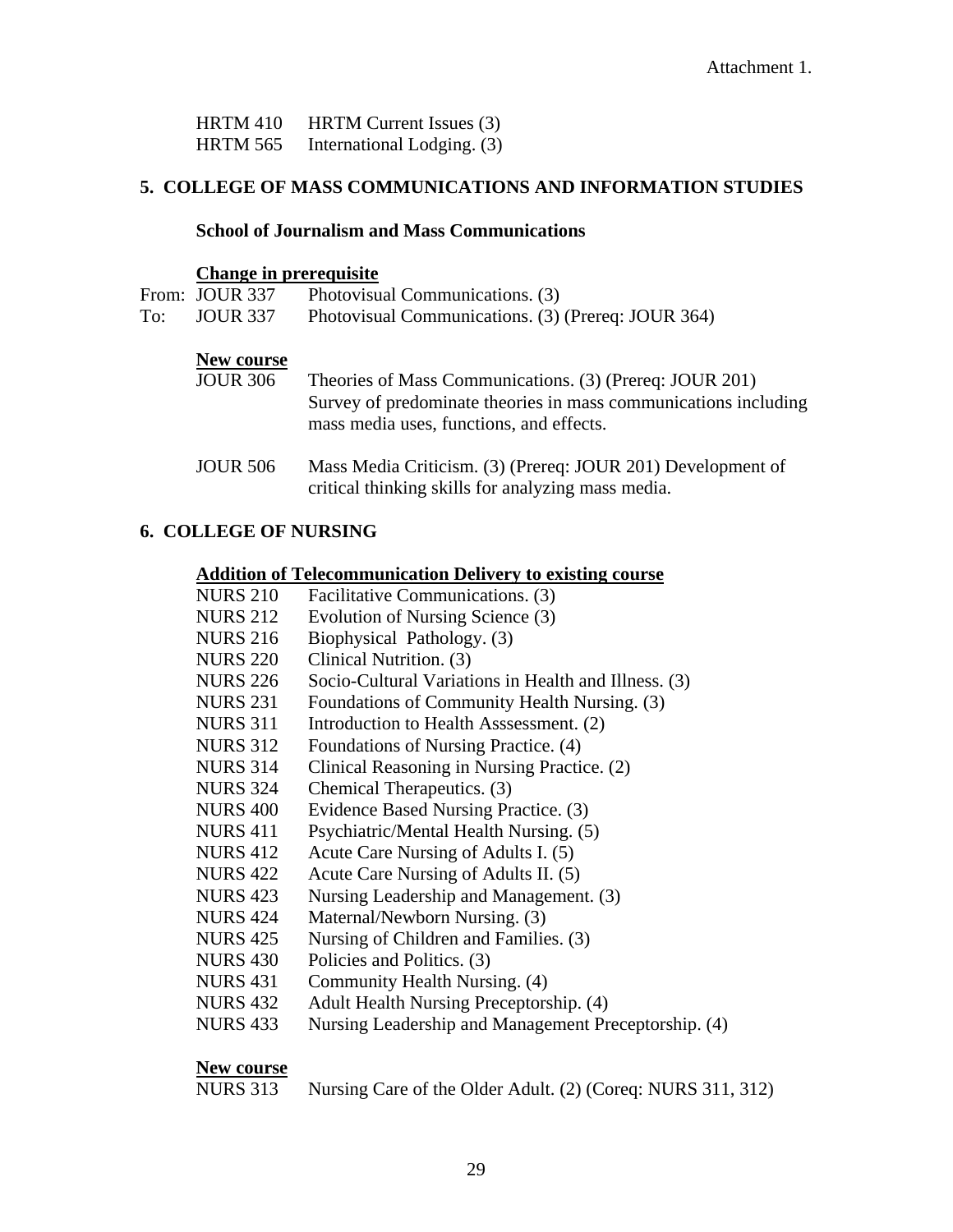Attachment 1.

HRTM 410 HRTM Current Issues (3)
HRTM 565 International Lodging. (3)

## 5. COLLEGE OF MASS COMMUNICATIONS AND INFORMATION STUDIES

### School of Journalism and Mass Communications

**Change in prerequisite**

From: JOUR 337 Photovisual Communications. (3)
To: JOUR 337 Photovisual Communications. (3) (Prereq: JOUR 364)

**New course**

JOUR 306 Theories of Mass Communications. (3) (Prereq: JOUR 201) Survey of predominate theories in mass communications including mass media uses, functions, and effects.

JOUR 506 Mass Media Criticism. (3) (Prereq: JOUR 201) Development of critical thinking skills for analyzing mass media.

## 6. COLLEGE OF NURSING

**Addition of Telecommunication Delivery to existing course**

NURS 210 Facilitative Communications. (3)
NURS 212 Evolution of Nursing Science (3)
NURS 216 Biophysical Pathology. (3)
NURS 220 Clinical Nutrition. (3)
NURS 226 Socio-Cultural Variations in Health and Illness. (3)
NURS 231 Foundations of Community Health Nursing. (3)
NURS 311 Introduction to Health Asssessment. (2)
NURS 312 Foundations of Nursing Practice. (4)
NURS 314 Clinical Reasoning in Nursing Practice. (2)
NURS 324 Chemical Therapeutics. (3)
NURS 400 Evidence Based Nursing Practice. (3)
NURS 411 Psychiatric/Mental Health Nursing. (5)
NURS 412 Acute Care Nursing of Adults I. (5)
NURS 422 Acute Care Nursing of Adults II. (5)
NURS 423 Nursing Leadership and Management. (3)
NURS 424 Maternal/Newborn Nursing. (3)
NURS 425 Nursing of Children and Families. (3)
NURS 430 Policies and Politics. (3)
NURS 431 Community Health Nursing. (4)
NURS 432 Adult Health Nursing Preceptorship. (4)
NURS 433 Nursing Leadership and Management Preceptorship. (4)

**New course**

NURS 313 Nursing Care of the Older Adult. (2) (Coreq: NURS 311, 312)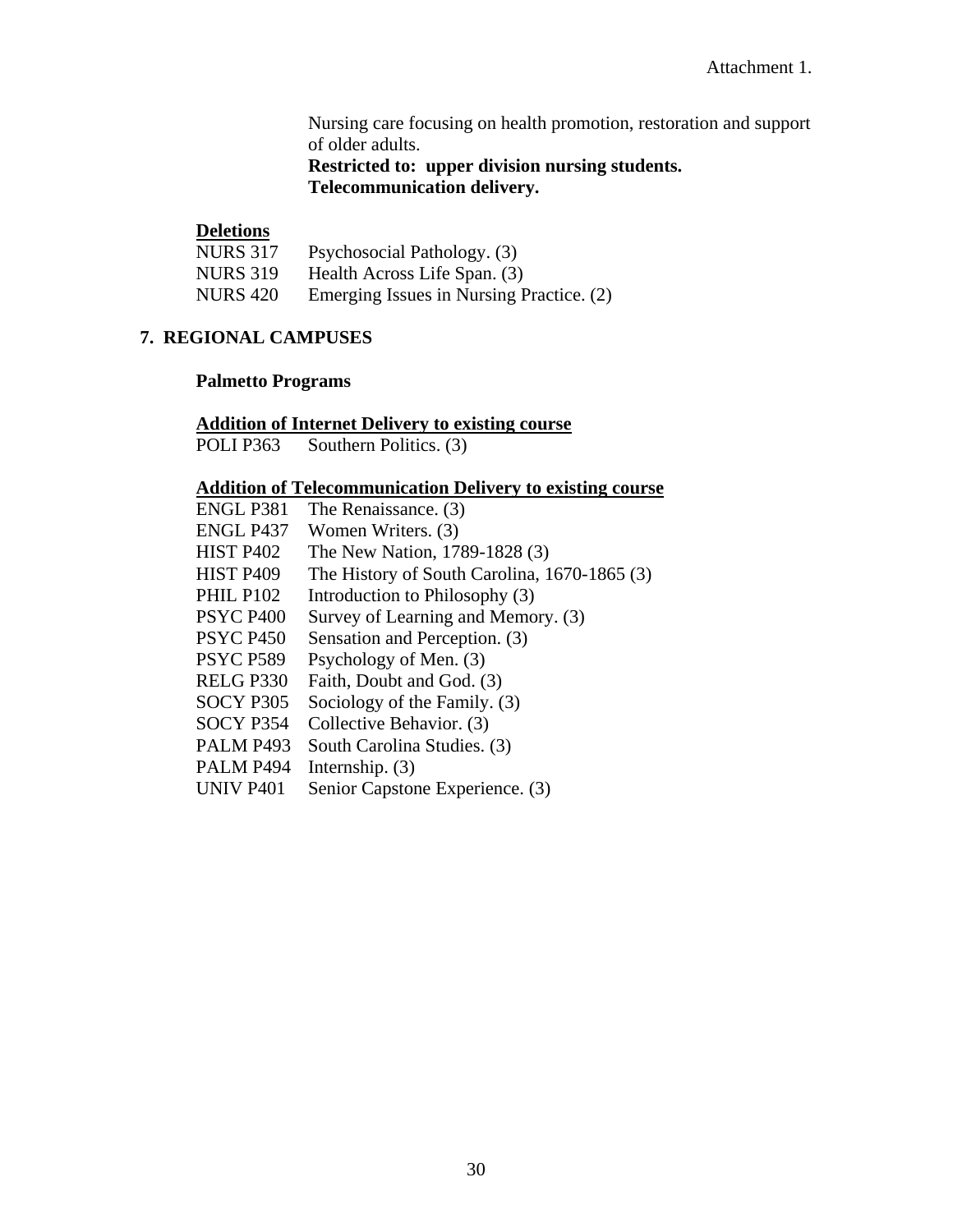Attachment 1.

Nursing care focusing on health promotion, restoration and support of older adults.
**Restricted to: upper division nursing students.**
**Telecommunication delivery.**

**Deletions**

| | |
|---|---|
| NURS 317 | Psychosocial Pathology. (3) |
| NURS 319 | Health Across Life Span. (3) |
| NURS 420 | Emerging Issues in Nursing Practice. (2) |

## 7. REGIONAL CAMPUSES

### Palmetto Programs

**Addition of Internet Delivery to existing course**

| | |
|---|---|
| POLI P363 | Southern Politics. (3) |

**Addition of Telecommunication Delivery to existing course**

| | |
|---|---|
| ENGL P381 | The Renaissance. (3) |
| ENGL P437 | Women Writers. (3) |
| HIST P402 | The New Nation, 1789-1828 (3) |
| HIST P409 | The History of South Carolina, 1670-1865 (3) |
| PHIL P102 | Introduction to Philosophy (3) |
| PSYC P400 | Survey of Learning and Memory. (3) |
| PSYC P450 | Sensation and Perception. (3) |
| PSYC P589 | Psychology of Men. (3) |
| RELG P330 | Faith, Doubt and God. (3) |
| SOCY P305 | Sociology of the Family. (3) |
| SOCY P354 | Collective Behavior. (3) |
| PALM P493 | South Carolina Studies. (3) |
| PALM P494 | Internship. (3) |
| UNIV P401 | Senior Capstone Experience. (3) |